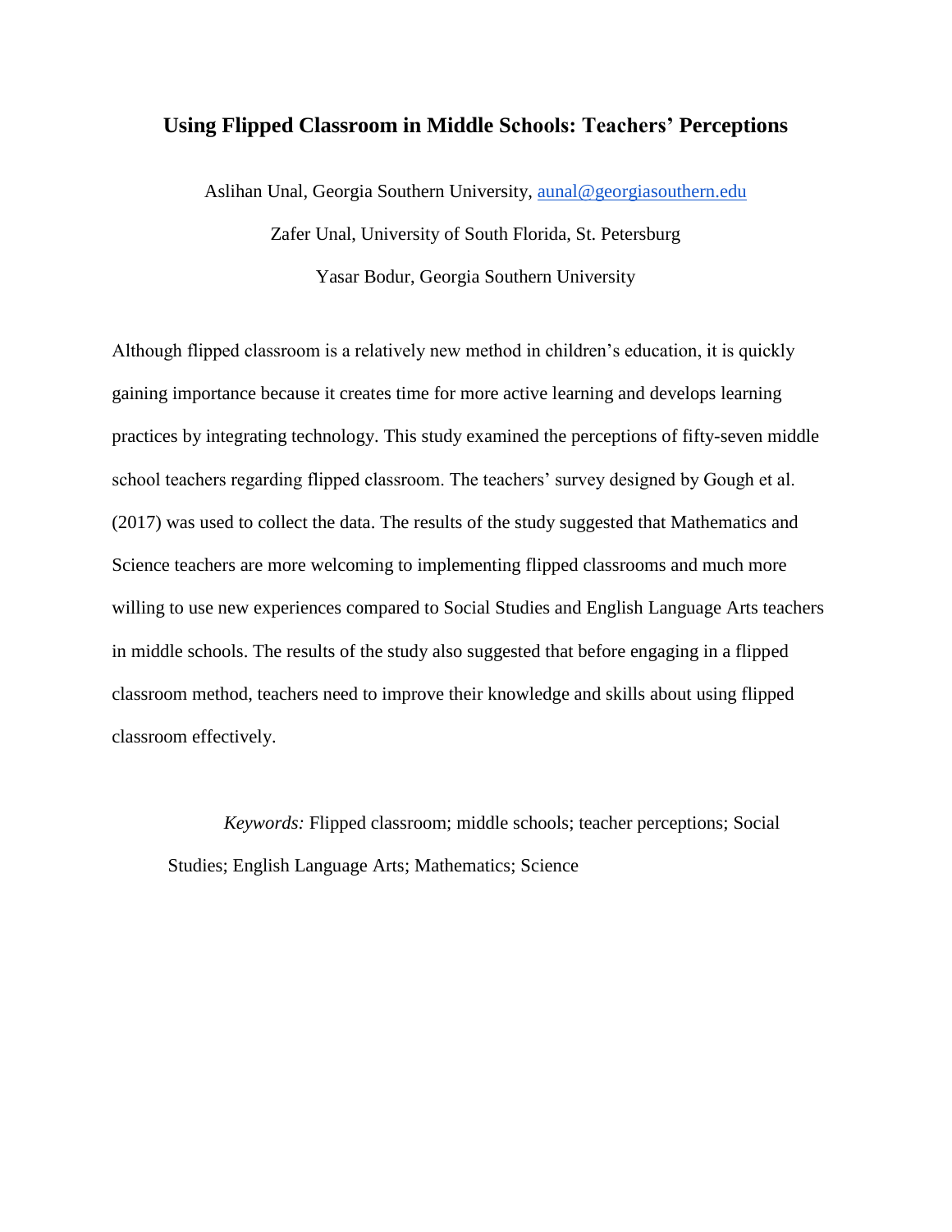# Using Flipped Classroom in Middle Schools: Teachers' Perceptions

Aslihan Unal, Georgia Southern University, aunal@georgiasouthern.edu

Zafer Unal, University of South Florida, St. Petersburg

Yasar Bodur, Georgia Southern University

Although flipped classroom is a relatively new method in children's education, it is quickly gaining importance because it creates time for more active learning and develops learning practices by integrating technology. This study examined the perceptions of fifty-seven middle school teachers regarding flipped classroom. The teachers' survey designed by Gough et al. (2017) was used to collect the data. The results of the study suggested that Mathematics and Science teachers are more welcoming to implementing flipped classrooms and much more willing to use new experiences compared to Social Studies and English Language Arts teachers in middle schools. The results of the study also suggested that before engaging in a flipped classroom method, teachers need to improve their knowledge and skills about using flipped classroom effectively.

*Keywords:* Flipped classroom; middle schools; teacher perceptions; Social Studies; English Language Arts; Mathematics; Science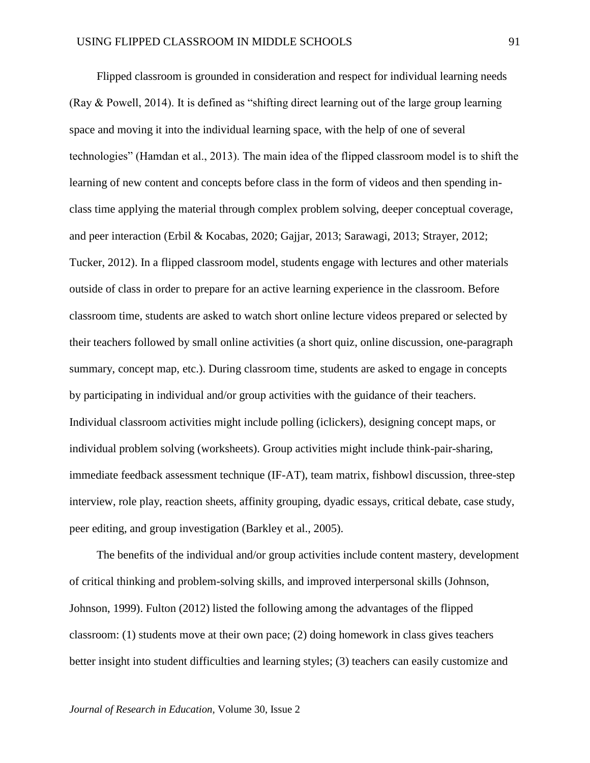Flipped classroom is grounded in consideration and respect for individual learning needs (Ray & Powell, 2014). It is defined as "shifting direct learning out of the large group learning space and moving it into the individual learning space, with the help of one of several technologies" (Hamdan et al., 2013). The main idea of the flipped classroom model is to shift the learning of new content and concepts before class in the form of videos and then spending in-class time applying the material through complex problem solving, deeper conceptual coverage, and peer interaction (Erbil & Kocabas, 2020; Gajjar, 2013; Sarawagi, 2013; Strayer, 2012; Tucker, 2012). In a flipped classroom model, students engage with lectures and other materials outside of class in order to prepare for an active learning experience in the classroom. Before classroom time, students are asked to watch short online lecture videos prepared or selected by their teachers followed by small online activities (a short quiz, online discussion, one-paragraph summary, concept map, etc.). During classroom time, students are asked to engage in concepts by participating in individual and/or group activities with the guidance of their teachers. Individual classroom activities might include polling (iclickers), designing concept maps, or individual problem solving (worksheets). Group activities might include think-pair-sharing, immediate feedback assessment technique (IF-AT), team matrix, fishbowl discussion, three-step interview, role play, reaction sheets, affinity grouping, dyadic essays, critical debate, case study, peer editing, and group investigation (Barkley et al., 2005).

The benefits of the individual and/or group activities include content mastery, development of critical thinking and problem-solving skills, and improved interpersonal skills (Johnson, Johnson, 1999). Fulton (2012) listed the following among the advantages of the flipped classroom: (1) students move at their own pace; (2) doing homework in class gives teachers better insight into student difficulties and learning styles; (3) teachers can easily customize and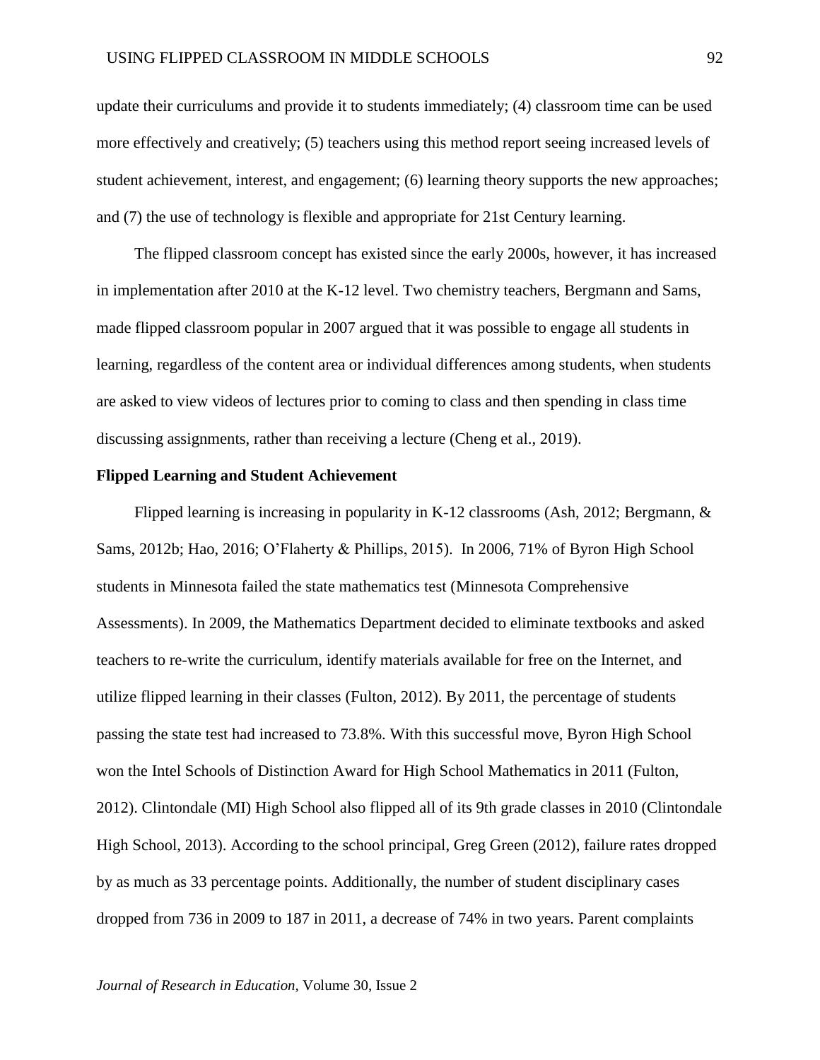update their curriculums and provide it to students immediately; (4) classroom time can be used more effectively and creatively; (5) teachers using this method report seeing increased levels of student achievement, interest, and engagement; (6) learning theory supports the new approaches; and (7) the use of technology is flexible and appropriate for 21st Century learning.

The flipped classroom concept has existed since the early 2000s, however, it has increased in implementation after 2010 at the K-12 level. Two chemistry teachers, Bergmann and Sams, made flipped classroom popular in 2007 argued that it was possible to engage all students in learning, regardless of the content area or individual differences among students, when students are asked to view videos of lectures prior to coming to class and then spending in class time discussing assignments, rather than receiving a lecture (Cheng et al., 2019).

**Flipped Learning and Student Achievement**

Flipped learning is increasing in popularity in K-12 classrooms (Ash, 2012; Bergmann, & Sams, 2012b; Hao, 2016; O'Flaherty & Phillips, 2015). In 2006, 71% of Byron High School students in Minnesota failed the state mathematics test (Minnesota Comprehensive Assessments). In 2009, the Mathematics Department decided to eliminate textbooks and asked teachers to re-write the curriculum, identify materials available for free on the Internet, and utilize flipped learning in their classes (Fulton, 2012). By 2011, the percentage of students passing the state test had increased to 73.8%. With this successful move, Byron High School won the Intel Schools of Distinction Award for High School Mathematics in 2011 (Fulton, 2012). Clintondale (MI) High School also flipped all of its 9th grade classes in 2010 (Clintondale High School, 2013). According to the school principal, Greg Green (2012), failure rates dropped by as much as 33 percentage points. Additionally, the number of student disciplinary cases dropped from 736 in 2009 to 187 in 2011, a decrease of 74% in two years. Parent complaints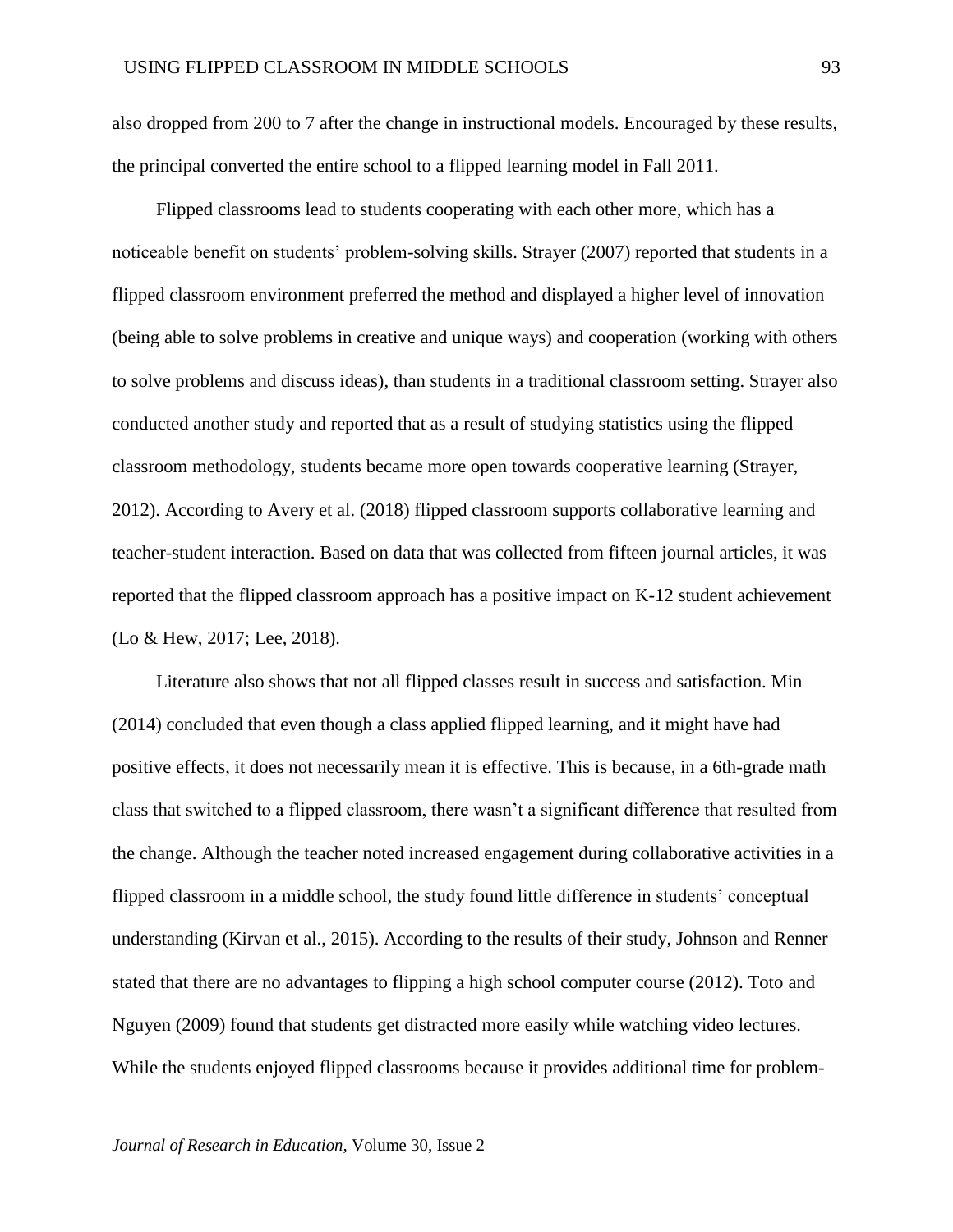also dropped from 200 to 7 after the change in instructional models. Encouraged by these results, the principal converted the entire school to a flipped learning model in Fall 2011.

Flipped classrooms lead to students cooperating with each other more, which has a noticeable benefit on students' problem-solving skills. Strayer (2007) reported that students in a flipped classroom environment preferred the method and displayed a higher level of innovation (being able to solve problems in creative and unique ways) and cooperation (working with others to solve problems and discuss ideas), than students in a traditional classroom setting. Strayer also conducted another study and reported that as a result of studying statistics using the flipped classroom methodology, students became more open towards cooperative learning (Strayer, 2012). According to Avery et al. (2018) flipped classroom supports collaborative learning and teacher-student interaction. Based on data that was collected from fifteen journal articles, it was reported that the flipped classroom approach has a positive impact on K-12 student achievement (Lo & Hew, 2017; Lee, 2018).

Literature also shows that not all flipped classes result in success and satisfaction. Min (2014) concluded that even though a class applied flipped learning, and it might have had positive effects, it does not necessarily mean it is effective. This is because, in a 6th-grade math class that switched to a flipped classroom, there wasn't a significant difference that resulted from the change. Although the teacher noted increased engagement during collaborative activities in a flipped classroom in a middle school, the study found little difference in students' conceptual understanding (Kirvan et al., 2015). According to the results of their study, Johnson and Renner stated that there are no advantages to flipping a high school computer course (2012). Toto and Nguyen (2009) found that students get distracted more easily while watching video lectures. While the students enjoyed flipped classrooms because it provides additional time for problem-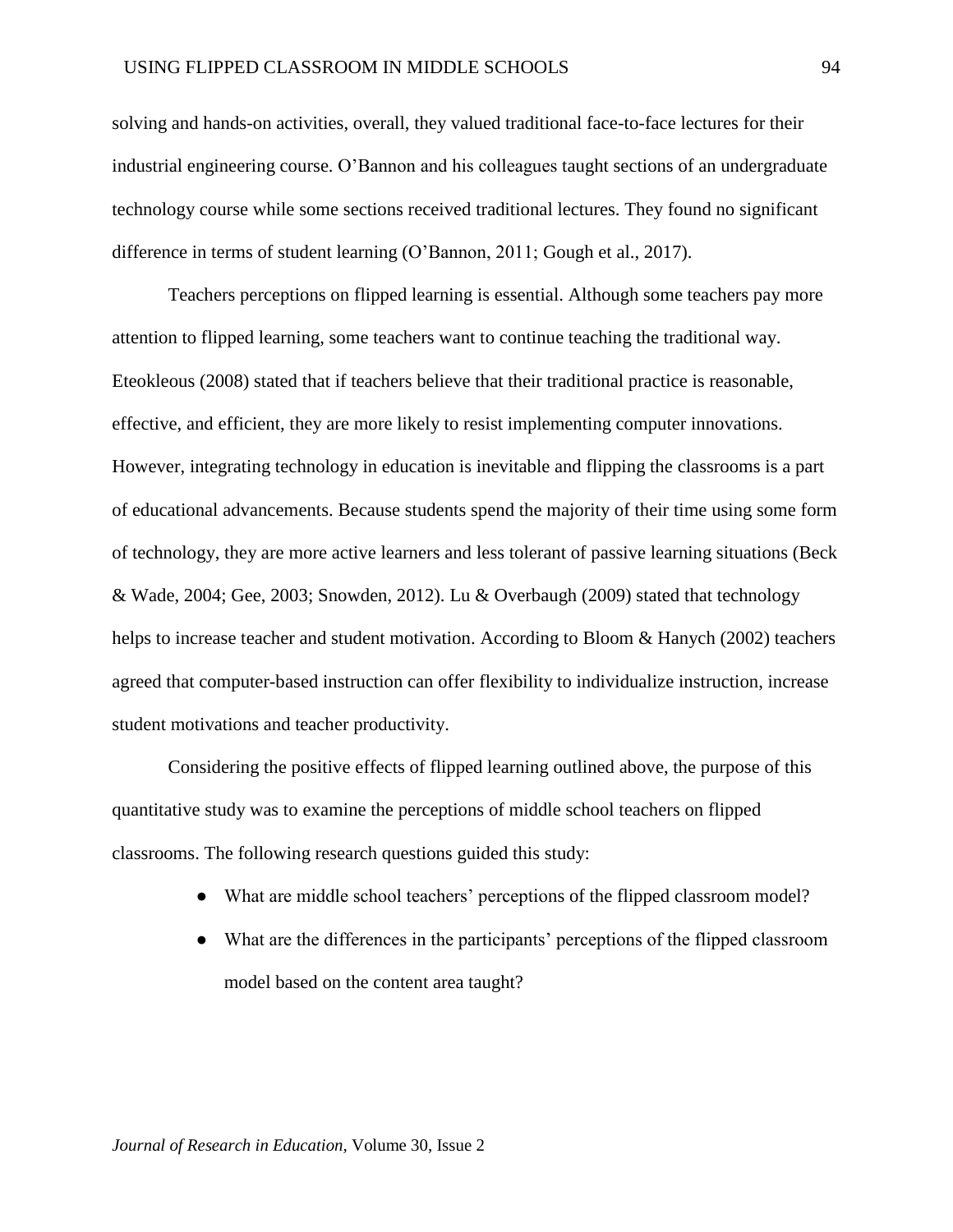solving and hands-on activities, overall, they valued traditional face-to-face lectures for their industrial engineering course. O'Bannon and his colleagues taught sections of an undergraduate technology course while some sections received traditional lectures. They found no significant difference in terms of student learning (O'Bannon, 2011; Gough et al., 2017).

Teachers perceptions on flipped learning is essential. Although some teachers pay more attention to flipped learning, some teachers want to continue teaching the traditional way. Eteokleous (2008) stated that if teachers believe that their traditional practice is reasonable, effective, and efficient, they are more likely to resist implementing computer innovations. However, integrating technology in education is inevitable and flipping the classrooms is a part of educational advancements. Because students spend the majority of their time using some form of technology, they are more active learners and less tolerant of passive learning situations (Beck & Wade, 2004; Gee, 2003; Snowden, 2012). Lu & Overbaugh (2009) stated that technology helps to increase teacher and student motivation. According to Bloom & Hanych (2002) teachers agreed that computer-based instruction can offer flexibility to individualize instruction, increase student motivations and teacher productivity.

Considering the positive effects of flipped learning outlined above, the purpose of this quantitative study was to examine the perceptions of middle school teachers on flipped classrooms. The following research questions guided this study:

- What are middle school teachers' perceptions of the flipped classroom model?
- What are the differences in the participants' perceptions of the flipped classroom model based on the content area taught?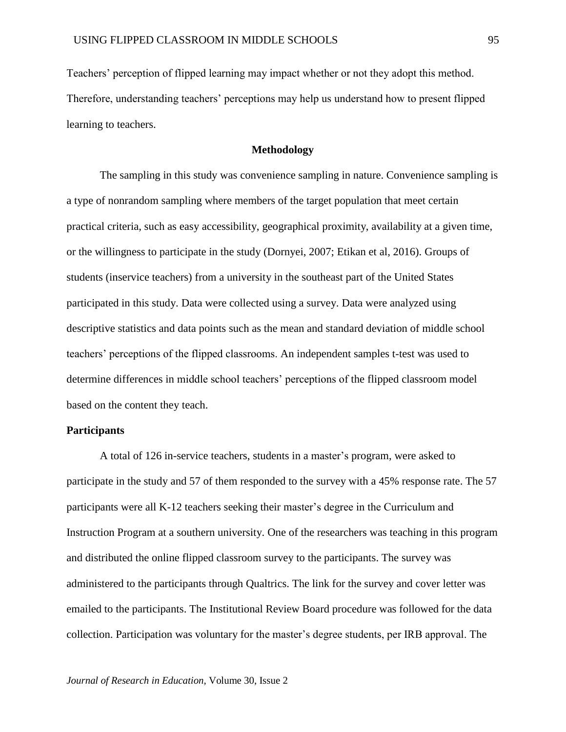Teachers' perception of flipped learning may impact whether or not they adopt this method. Therefore, understanding teachers' perceptions may help us understand how to present flipped learning to teachers.

## Methodology

The sampling in this study was convenience sampling in nature. Convenience sampling is a type of nonrandom sampling where members of the target population that meet certain practical criteria, such as easy accessibility, geographical proximity, availability at a given time, or the willingness to participate in the study (Dornyei, 2007; Etikan et al, 2016). Groups of students (inservice teachers) from a university in the southeast part of the United States participated in this study. Data were collected using a survey. Data were analyzed using descriptive statistics and data points such as the mean and standard deviation of middle school teachers' perceptions of the flipped classrooms. An independent samples t-test was used to determine differences in middle school teachers' perceptions of the flipped classroom model based on the content they teach.

### Participants

A total of 126 in-service teachers, students in a master's program, were asked to participate in the study and 57 of them responded to the survey with a 45% response rate. The 57 participants were all K-12 teachers seeking their master's degree in the Curriculum and Instruction Program at a southern university. One of the researchers was teaching in this program and distributed the online flipped classroom survey to the participants. The survey was administered to the participants through Qualtrics. The link for the survey and cover letter was emailed to the participants. The Institutional Review Board procedure was followed for the data collection. Participation was voluntary for the master's degree students, per IRB approval. The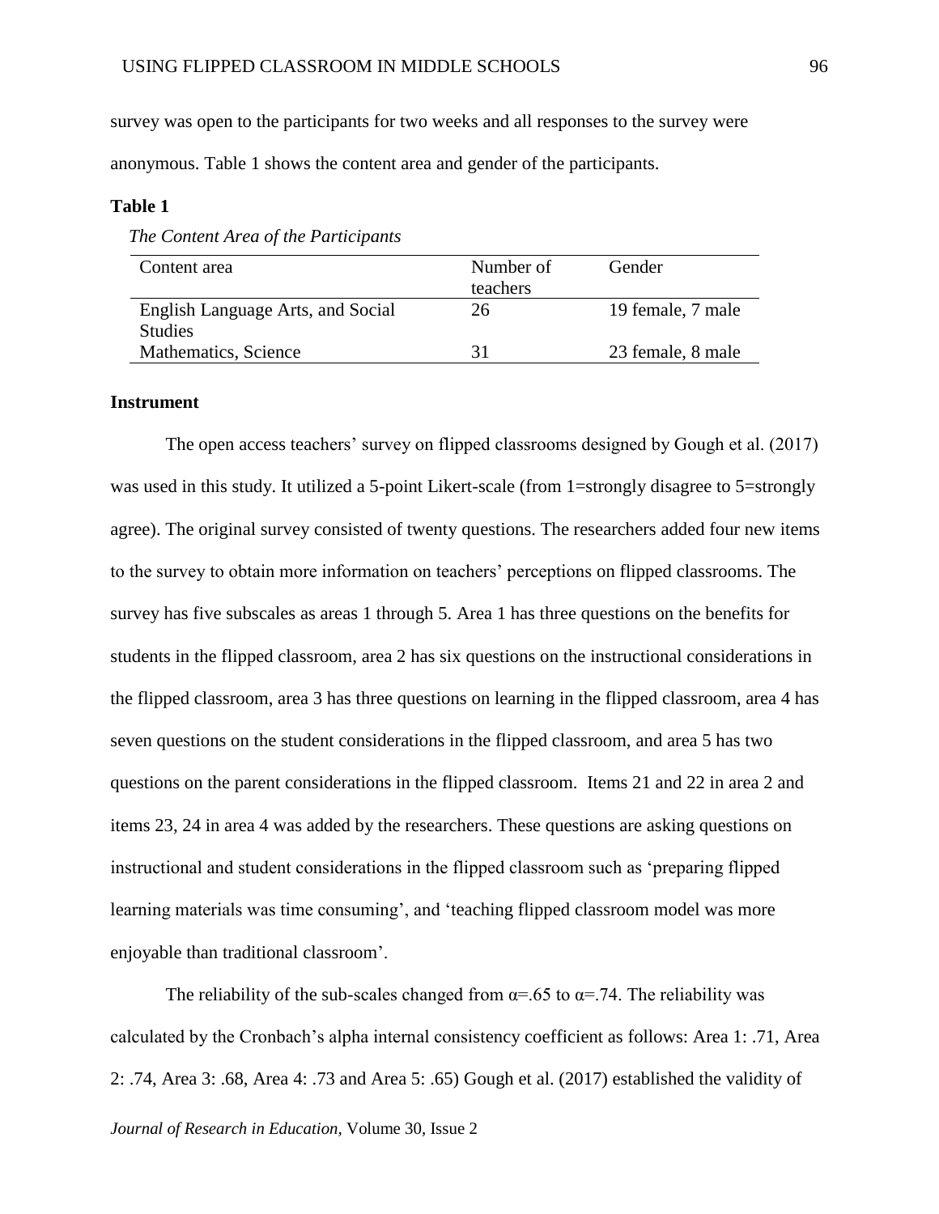survey was open to the participants for two weeks and all responses to the survey were anonymous. Table 1 shows the content area and gender of the participants.

**Table 1**

*The Content Area of the Participants*

| Content area | Number of teachers | Gender |
|---|---|---|
| English Language Arts, and Social Studies | 26 | 19 female, 7 male |
| Mathematics, Science | 31 | 23 female, 8 male |

### Instrument

The open access teachers' survey on flipped classrooms designed by Gough et al. (2017) was used in this study. It utilized a 5-point Likert-scale (from 1=strongly disagree to 5=strongly agree). The original survey consisted of twenty questions. The researchers added four new items to the survey to obtain more information on teachers' perceptions on flipped classrooms. The survey has five subscales as areas 1 through 5. Area 1 has three questions on the benefits for students in the flipped classroom, area 2 has six questions on the instructional considerations in the flipped classroom, area 3 has three questions on learning in the flipped classroom, area 4 has seven questions on the student considerations in the flipped classroom, and area 5 has two questions on the parent considerations in the flipped classroom. Items 21 and 22 in area 2 and items 23, 24 in area 4 was added by the researchers. These questions are asking questions on instructional and student considerations in the flipped classroom such as 'preparing flipped learning materials was time consuming', and 'teaching flipped classroom model was more enjoyable than traditional classroom'.

The reliability of the sub-scales changed from $\alpha$=.65 to $\alpha$=.74. The reliability was calculated by the Cronbach's alpha internal consistency coefficient as follows: Area 1: .71, Area 2: .74, Area 3: .68, Area 4: .73 and Area 5: .65) Gough et al. (2017) established the validity of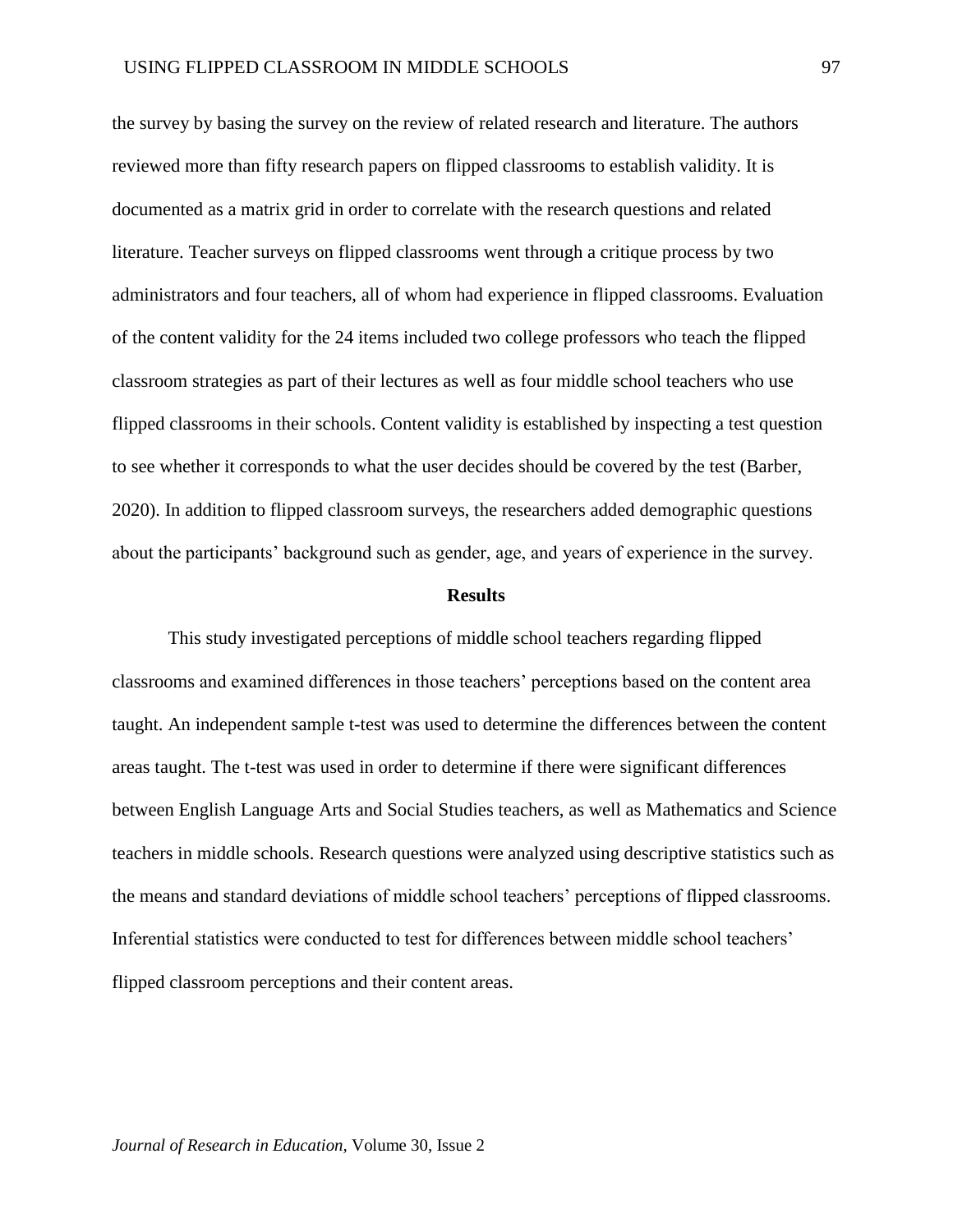the survey by basing the survey on the review of related research and literature. The authors reviewed more than fifty research papers on flipped classrooms to establish validity. It is documented as a matrix grid in order to correlate with the research questions and related literature. Teacher surveys on flipped classrooms went through a critique process by two administrators and four teachers, all of whom had experience in flipped classrooms. Evaluation of the content validity for the 24 items included two college professors who teach the flipped classroom strategies as part of their lectures as well as four middle school teachers who use flipped classrooms in their schools. Content validity is established by inspecting a test question to see whether it corresponds to what the user decides should be covered by the test (Barber, 2020). In addition to flipped classroom surveys, the researchers added demographic questions about the participants' background such as gender, age, and years of experience in the survey.

## Results

This study investigated perceptions of middle school teachers regarding flipped classrooms and examined differences in those teachers' perceptions based on the content area taught. An independent sample t-test was used to determine the differences between the content areas taught. The t-test was used in order to determine if there were significant differences between English Language Arts and Social Studies teachers, as well as Mathematics and Science teachers in middle schools. Research questions were analyzed using descriptive statistics such as the means and standard deviations of middle school teachers' perceptions of flipped classrooms. Inferential statistics were conducted to test for differences between middle school teachers' flipped classroom perceptions and their content areas.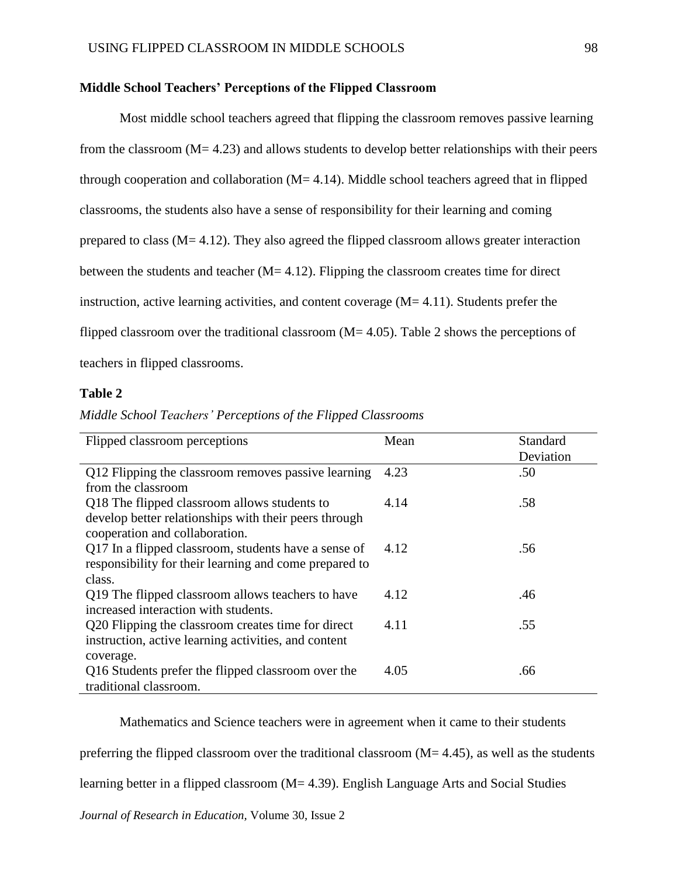**Middle School Teachers' Perceptions of the Flipped Classroom**

Most middle school teachers agreed that flipping the classroom removes passive learning from the classroom (M= 4.23) and allows students to develop better relationships with their peers through cooperation and collaboration (M= 4.14). Middle school teachers agreed that in flipped classrooms, the students also have a sense of responsibility for their learning and coming prepared to class (M= 4.12). They also agreed the flipped classroom allows greater interaction between the students and teacher (M= 4.12). Flipping the classroom creates time for direct instruction, active learning activities, and content coverage (M= 4.11). Students prefer the flipped classroom over the traditional classroom (M= 4.05). Table 2 shows the perceptions of teachers in flipped classrooms.

**Table 2**

*Middle School Teachers' Perceptions of the Flipped Classrooms*

| Flipped classroom perceptions | Mean | Standard Deviation |
|---|---|---|
| Q12 Flipping the classroom removes passive learning from the classroom | 4.23 | .50 |
| Q18 The flipped classroom allows students to develop better relationships with their peers through cooperation and collaboration. | 4.14 | .58 |
| Q17 In a flipped classroom, students have a sense of responsibility for their learning and come prepared to class. | 4.12 | .56 |
| Q19 The flipped classroom allows teachers to have increased interaction with students. | 4.12 | .46 |
| Q20 Flipping the classroom creates time for direct instruction, active learning activities, and content coverage. | 4.11 | .55 |
| Q16 Students prefer the flipped classroom over the traditional classroom. | 4.05 | .66 |

Mathematics and Science teachers were in agreement when it came to their students preferring the flipped classroom over the traditional classroom (M= 4.45), as well as the students learning better in a flipped classroom (M= 4.39). English Language Arts and Social Studies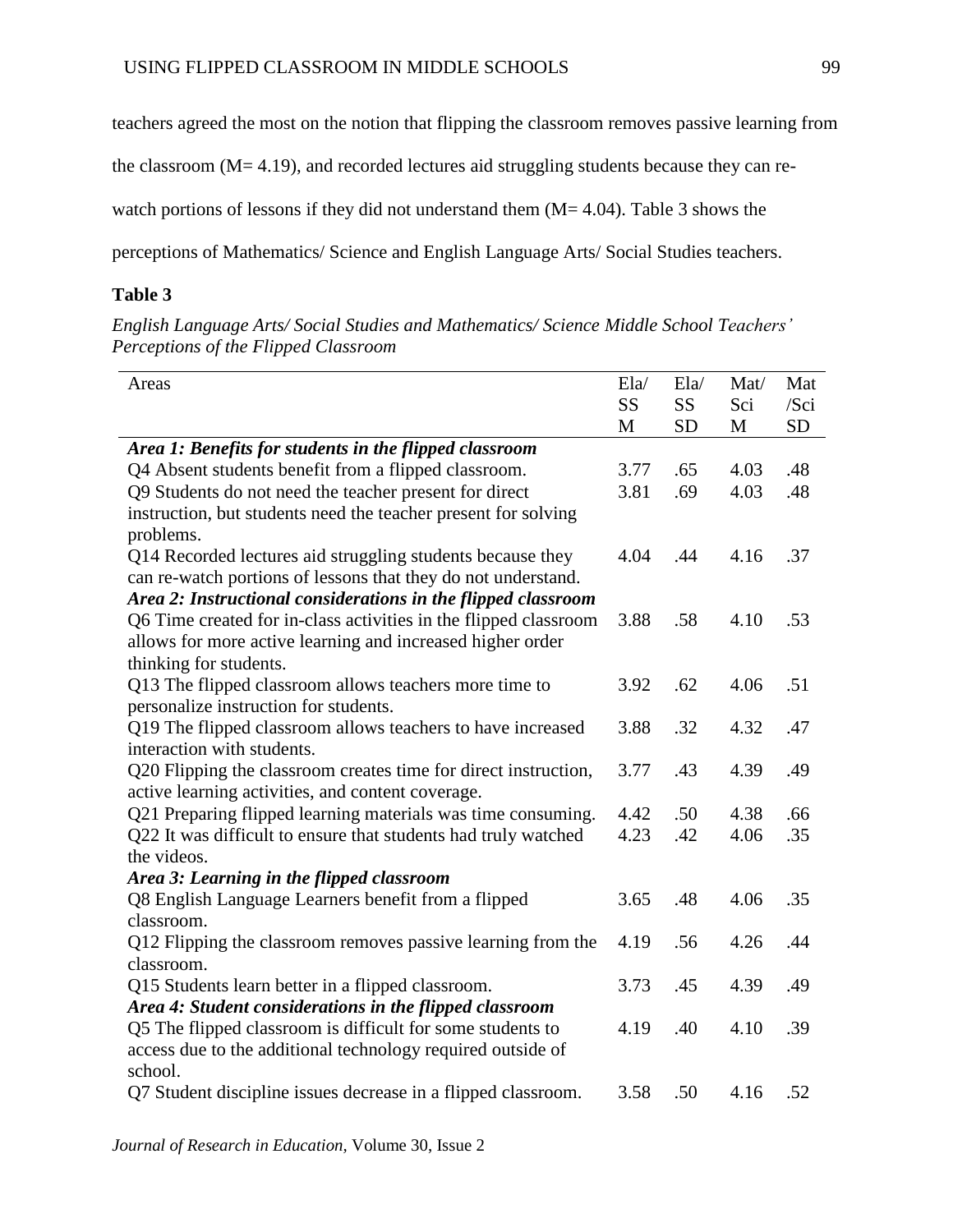teachers agreed the most on the notion that flipping the classroom removes passive learning from the classroom (M= 4.19), and recorded lectures aid struggling students because they can re-watch portions of lessons if they did not understand them (M= 4.04). Table 3 shows the perceptions of Mathematics/ Science and English Language Arts/ Social Studies teachers.

**Table 3**

*English Language Arts/ Social Studies and Mathematics/ Science Middle School Teachers' Perceptions of the Flipped Classroom*

| Areas | Ela/ SS M | Ela/ SS SD | Mat/ Sci M | Mat /Sci SD |
|---|---|---|---|---|
| ***Area 1: Benefits for students in the flipped classroom*** | | | | |
| Q4 Absent students benefit from a flipped classroom. | 3.77 | .65 | 4.03 | .48 |
| Q9 Students do not need the teacher present for direct instruction, but students need the teacher present for solving problems. | 3.81 | .69 | 4.03 | .48 |
| Q14 Recorded lectures aid struggling students because they can re-watch portions of lessons that they do not understand. | 4.04 | .44 | 4.16 | .37 |
| ***Area 2: Instructional considerations in the flipped classroom*** | | | | |
| Q6 Time created for in-class activities in the flipped classroom allows for more active learning and increased higher order thinking for students. | 3.88 | .58 | 4.10 | .53 |
| Q13 The flipped classroom allows teachers more time to personalize instruction for students. | 3.92 | .62 | 4.06 | .51 |
| Q19 The flipped classroom allows teachers to have increased interaction with students. | 3.88 | .32 | 4.32 | .47 |
| Q20 Flipping the classroom creates time for direct instruction, active learning activities, and content coverage. | 3.77 | .43 | 4.39 | .49 |
| Q21 Preparing flipped learning materials was time consuming. | 4.42 | .50 | 4.38 | .66 |
| Q22 It was difficult to ensure that students had truly watched the videos. | 4.23 | .42 | 4.06 | .35 |
| ***Area 3: Learning in the flipped classroom*** | | | | |
| Q8 English Language Learners benefit from a flipped classroom. | 3.65 | .48 | 4.06 | .35 |
| Q12 Flipping the classroom removes passive learning from the classroom. | 4.19 | .56 | 4.26 | .44 |
| Q15 Students learn better in a flipped classroom. | 3.73 | .45 | 4.39 | .49 |
| ***Area 4: Student considerations in the flipped classroom*** | | | | |
| Q5 The flipped classroom is difficult for some students to access due to the additional technology required outside of school. | 4.19 | .40 | 4.10 | .39 |
| Q7 Student discipline issues decrease in a flipped classroom. | 3.58 | .50 | 4.16 | .52 |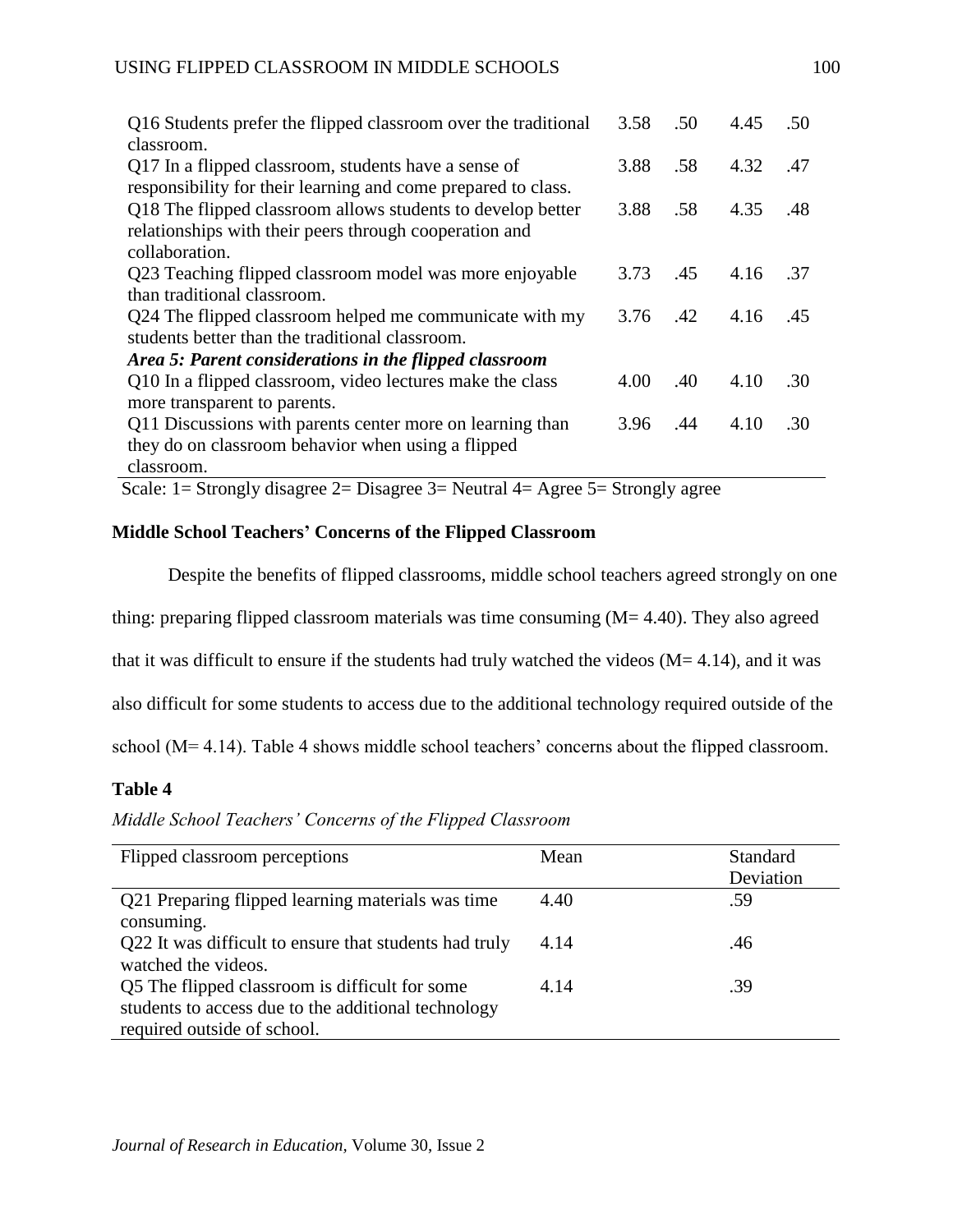| | | | | |
|---|---|---|---|---|
| Q16 Students prefer the flipped classroom over the traditional classroom. | 3.58 | .50 | 4.45 | .50 |
| Q17 In a flipped classroom, students have a sense of responsibility for their learning and come prepared to class. | 3.88 | .58 | 4.32 | .47 |
| Q18 The flipped classroom allows students to develop better relationships with their peers through cooperation and collaboration. | 3.88 | .58 | 4.35 | .48 |
| Q23 Teaching flipped classroom model was more enjoyable than traditional classroom. | 3.73 | .45 | 4.16 | .37 |
| Q24 The flipped classroom helped me communicate with my students better than the traditional classroom. | 3.76 | .42 | 4.16 | .45 |
| ***Area 5: Parent considerations in the flipped classroom*** | | | | |
| Q10 In a flipped classroom, video lectures make the class more transparent to parents. | 4.00 | .40 | 4.10 | .30 |
| Q11 Discussions with parents center more on learning than they do on classroom behavior when using a flipped classroom. | 3.96 | .44 | 4.10 | .30 |

Scale: 1= Strongly disagree 2= Disagree 3= Neutral 4= Agree 5= Strongly agree

## Middle School Teachers' Concerns of the Flipped Classroom

Despite the benefits of flipped classrooms, middle school teachers agreed strongly on one thing: preparing flipped classroom materials was time consuming (M= 4.40). They also agreed that it was difficult to ensure if the students had truly watched the videos (M= 4.14), and it was also difficult for some students to access due to the additional technology required outside of the school (M= 4.14). Table 4 shows middle school teachers' concerns about the flipped classroom.

**Table 4**

*Middle School Teachers' Concerns of the Flipped Classroom*

| Flipped classroom perceptions | Mean | Standard Deviation |
|---|---|---|
| Q21 Preparing flipped learning materials was time consuming. | 4.40 | .59 |
| Q22 It was difficult to ensure that students had truly watched the videos. | 4.14 | .46 |
| Q5 The flipped classroom is difficult for some students to access due to the additional technology required outside of school. | 4.14 | .39 |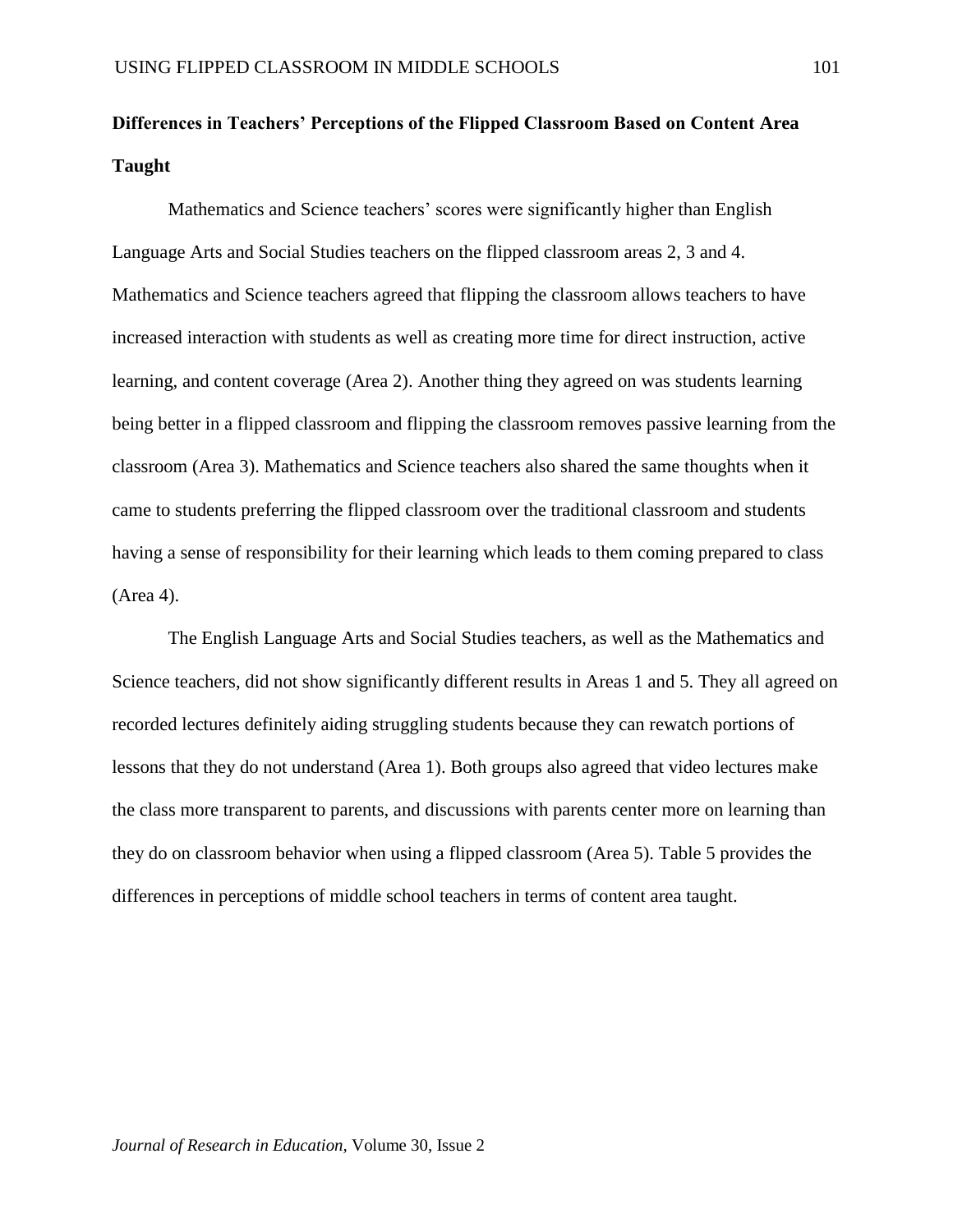## Differences in Teachers' Perceptions of the Flipped Classroom Based on Content Area Taught

Mathematics and Science teachers' scores were significantly higher than English Language Arts and Social Studies teachers on the flipped classroom areas 2, 3 and 4. Mathematics and Science teachers agreed that flipping the classroom allows teachers to have increased interaction with students as well as creating more time for direct instruction, active learning, and content coverage (Area 2). Another thing they agreed on was students learning being better in a flipped classroom and flipping the classroom removes passive learning from the classroom (Area 3). Mathematics and Science teachers also shared the same thoughts when it came to students preferring the flipped classroom over the traditional classroom and students having a sense of responsibility for their learning which leads to them coming prepared to class (Area 4).

The English Language Arts and Social Studies teachers, as well as the Mathematics and Science teachers, did not show significantly different results in Areas 1 and 5. They all agreed on recorded lectures definitely aiding struggling students because they can rewatch portions of lessons that they do not understand (Area 1). Both groups also agreed that video lectures make the class more transparent to parents, and discussions with parents center more on learning than they do on classroom behavior when using a flipped classroom (Area 5). Table 5 provides the differences in perceptions of middle school teachers in terms of content area taught.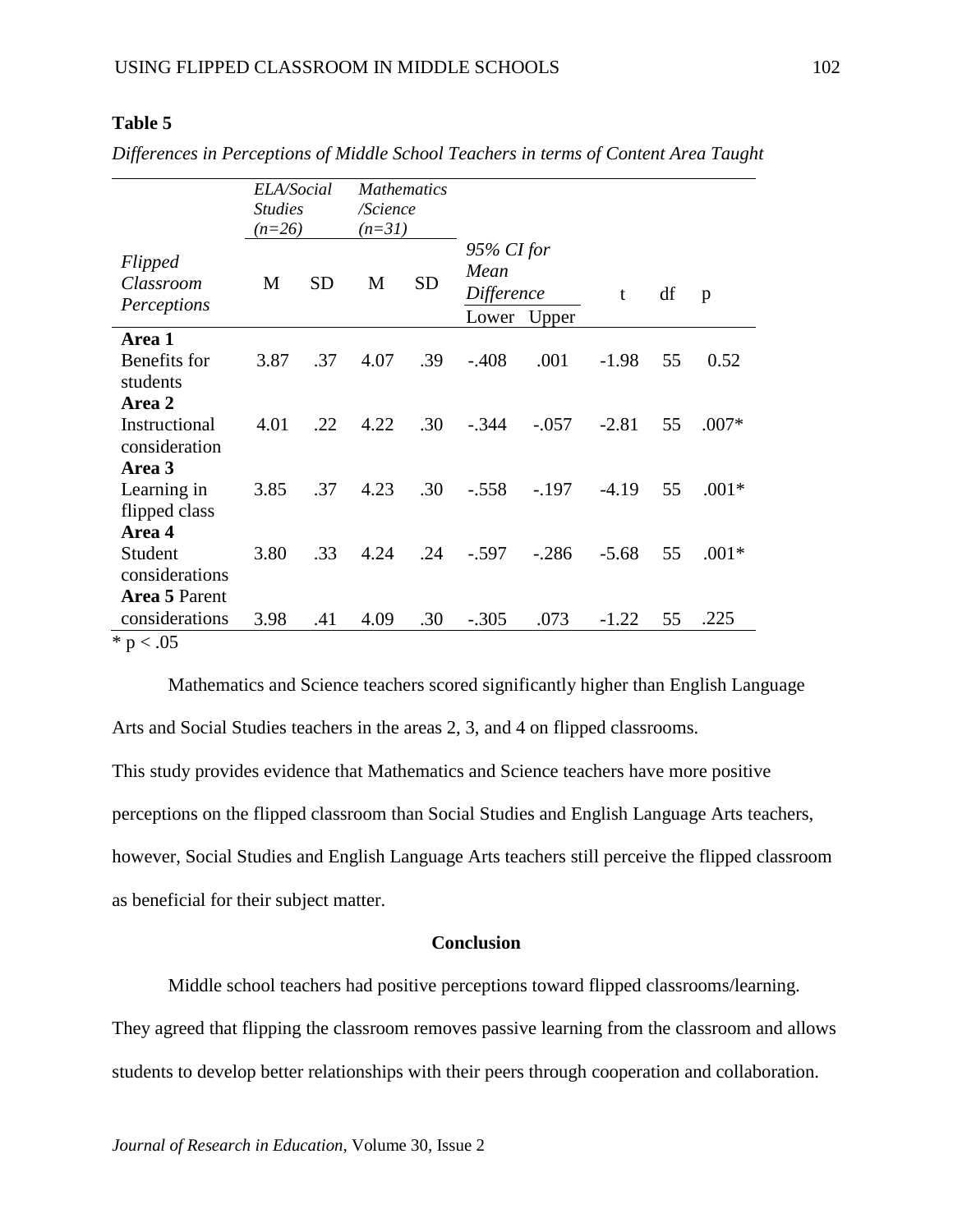**Table 5**

*Differences in Perceptions of Middle School Teachers in terms of Content Area Taught*

| *Flipped Classroom Perceptions* | *ELA/Social Studies (n=26)* | | *Mathematics /Science (n=31)* | | *95% CI for Mean Difference* | | | | |
|---|---|---|---|---|---|---|---|---|---|
| | M | SD | M | SD | Lower | Upper | t | df | p |
| **Area 1** Benefits for students | 3.87 | .37 | 4.07 | .39 | -.408 | .001 | -1.98 | 55 | 0.52 |
| **Area 2** Instructional consideration | 4.01 | .22 | 4.22 | .30 | -.344 | -.057 | -2.81 | 55 | .007* |
| **Area 3** Learning in flipped class | 3.85 | .37 | 4.23 | .30 | -.558 | -.197 | -4.19 | 55 | .001* |
| **Area 4** Student considerations | 3.80 | .33 | 4.24 | .24 | -.597 | -.286 | -5.68 | 55 | .001* |
| **Area 5** Parent considerations | 3.98 | .41 | 4.09 | .30 | -.305 | .073 | -1.22 | 55 | .225 |

* $p < .05$

Mathematics and Science teachers scored significantly higher than English Language Arts and Social Studies teachers in the areas 2, 3, and 4 on flipped classrooms. This study provides evidence that Mathematics and Science teachers have more positive perceptions on the flipped classroom than Social Studies and English Language Arts teachers, however, Social Studies and English Language Arts teachers still perceive the flipped classroom as beneficial for their subject matter.

## Conclusion

Middle school teachers had positive perceptions toward flipped classrooms/learning. They agreed that flipping the classroom removes passive learning from the classroom and allows students to develop better relationships with their peers through cooperation and collaboration.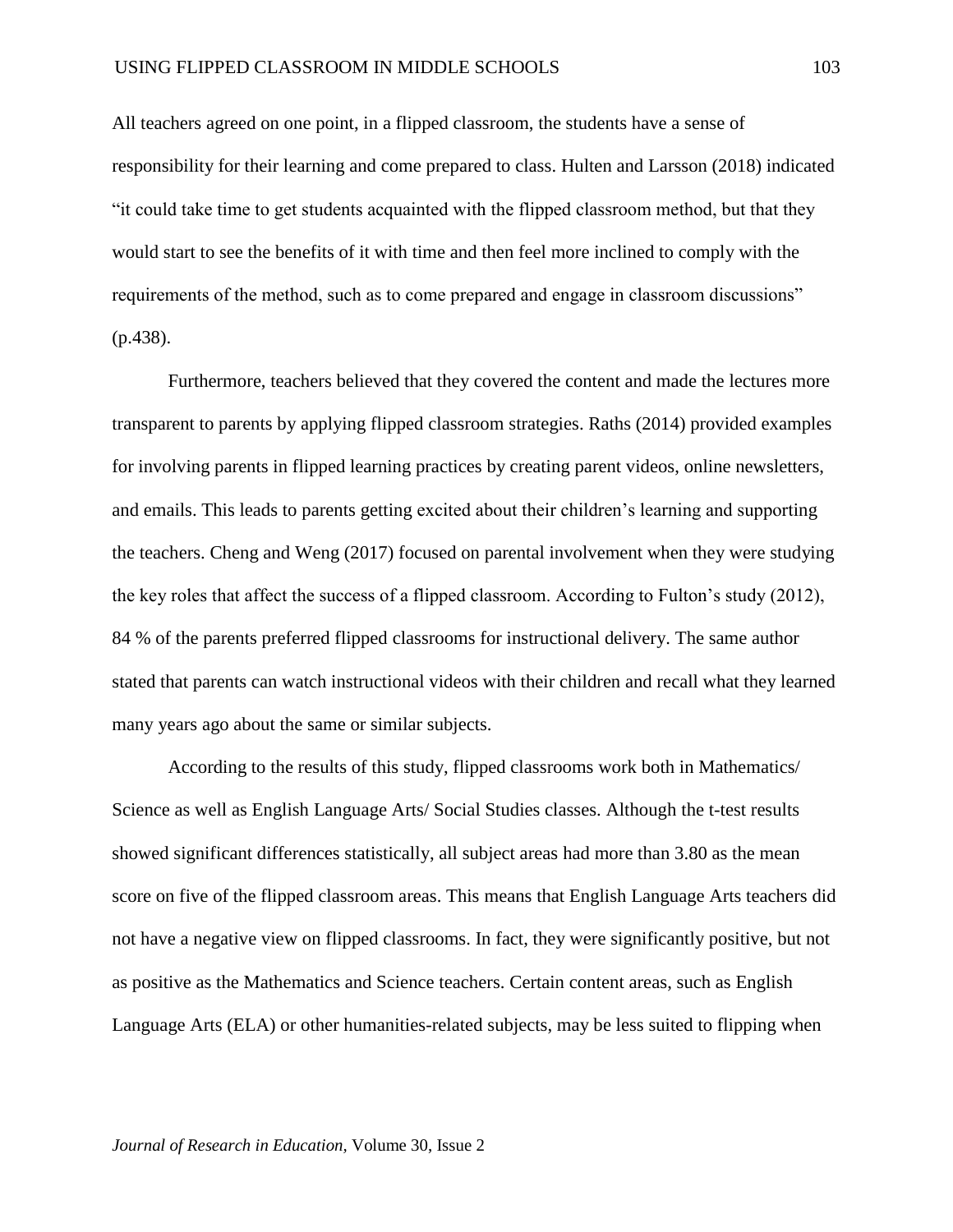All teachers agreed on one point, in a flipped classroom, the students have a sense of responsibility for their learning and come prepared to class. Hulten and Larsson (2018) indicated "it could take time to get students acquainted with the flipped classroom method, but that they would start to see the benefits of it with time and then feel more inclined to comply with the requirements of the method, such as to come prepared and engage in classroom discussions" (p.438).

Furthermore, teachers believed that they covered the content and made the lectures more transparent to parents by applying flipped classroom strategies. Raths (2014) provided examples for involving parents in flipped learning practices by creating parent videos, online newsletters, and emails. This leads to parents getting excited about their children's learning and supporting the teachers. Cheng and Weng (2017) focused on parental involvement when they were studying the key roles that affect the success of a flipped classroom. According to Fulton's study (2012), 84 % of the parents preferred flipped classrooms for instructional delivery. The same author stated that parents can watch instructional videos with their children and recall what they learned many years ago about the same or similar subjects.

According to the results of this study, flipped classrooms work both in Mathematics/ Science as well as English Language Arts/ Social Studies classes. Although the t-test results showed significant differences statistically, all subject areas had more than 3.80 as the mean score on five of the flipped classroom areas. This means that English Language Arts teachers did not have a negative view on flipped classrooms. In fact, they were significantly positive, but not as positive as the Mathematics and Science teachers. Certain content areas, such as English Language Arts (ELA) or other humanities-related subjects, may be less suited to flipping when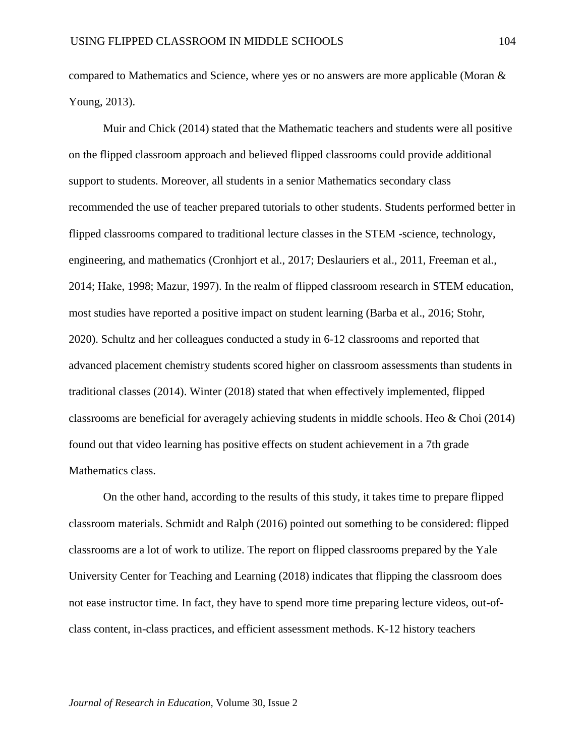compared to Mathematics and Science, where yes or no answers are more applicable (Moran & Young, 2013).

Muir and Chick (2014) stated that the Mathematic teachers and students were all positive on the flipped classroom approach and believed flipped classrooms could provide additional support to students. Moreover, all students in a senior Mathematics secondary class recommended the use of teacher prepared tutorials to other students. Students performed better in flipped classrooms compared to traditional lecture classes in the STEM -science, technology, engineering, and mathematics (Cronhjort et al., 2017; Deslauriers et al., 2011, Freeman et al., 2014; Hake, 1998; Mazur, 1997). In the realm of flipped classroom research in STEM education, most studies have reported a positive impact on student learning (Barba et al., 2016; Stohr, 2020). Schultz and her colleagues conducted a study in 6-12 classrooms and reported that advanced placement chemistry students scored higher on classroom assessments than students in traditional classes (2014). Winter (2018) stated that when effectively implemented, flipped classrooms are beneficial for averagely achieving students in middle schools. Heo & Choi (2014) found out that video learning has positive effects on student achievement in a 7th grade Mathematics class.

On the other hand, according to the results of this study, it takes time to prepare flipped classroom materials. Schmidt and Ralph (2016) pointed out something to be considered: flipped classrooms are a lot of work to utilize. The report on flipped classrooms prepared by the Yale University Center for Teaching and Learning (2018) indicates that flipping the classroom does not ease instructor time. In fact, they have to spend more time preparing lecture videos, out-of-class content, in-class practices, and efficient assessment methods. K-12 history teachers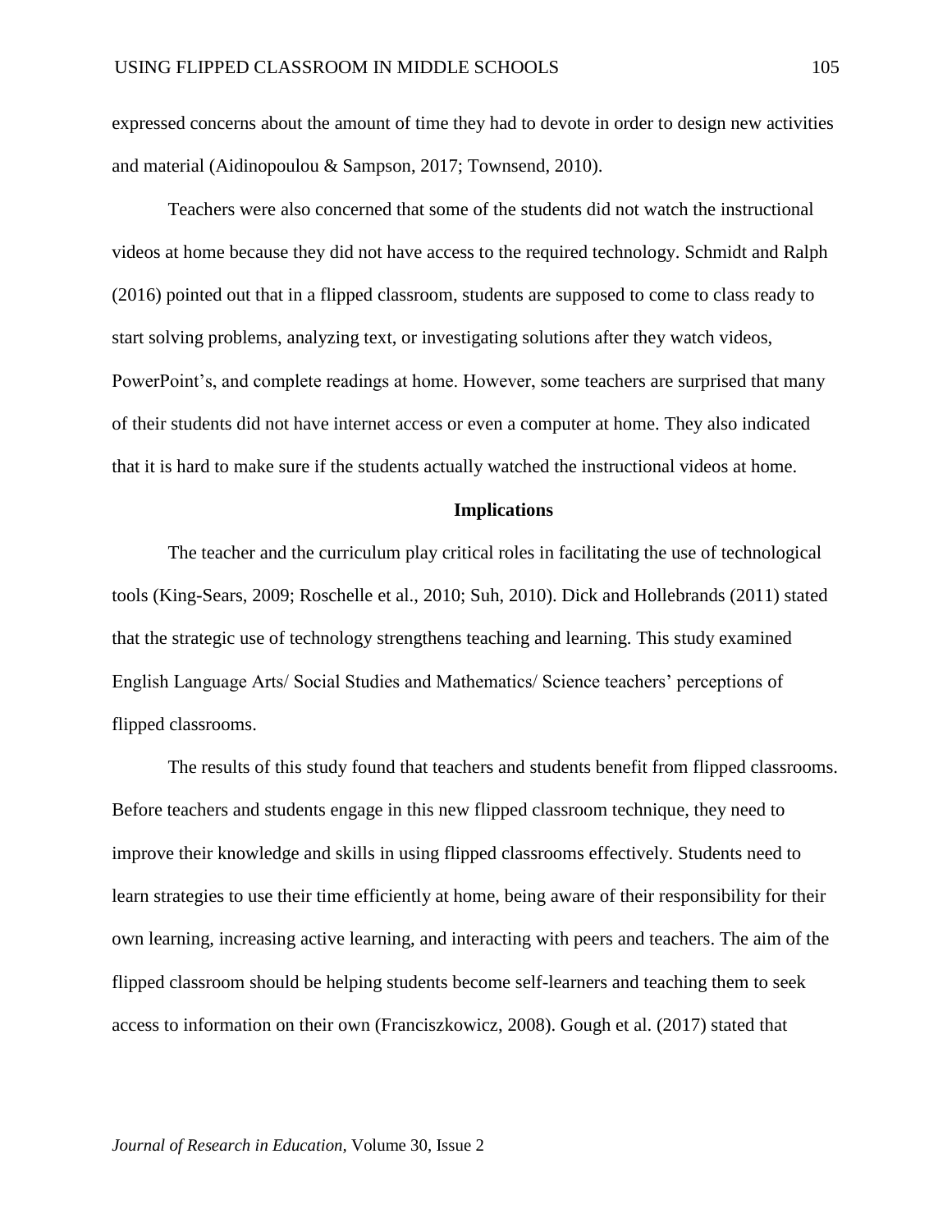expressed concerns about the amount of time they had to devote in order to design new activities and material (Aidinopoulou & Sampson, 2017; Townsend, 2010).

Teachers were also concerned that some of the students did not watch the instructional videos at home because they did not have access to the required technology. Schmidt and Ralph (2016) pointed out that in a flipped classroom, students are supposed to come to class ready to start solving problems, analyzing text, or investigating solutions after they watch videos, PowerPoint's, and complete readings at home. However, some teachers are surprised that many of their students did not have internet access or even a computer at home. They also indicated that it is hard to make sure if the students actually watched the instructional videos at home.

## Implications

The teacher and the curriculum play critical roles in facilitating the use of technological tools (King-Sears, 2009; Roschelle et al., 2010; Suh, 2010). Dick and Hollebrands (2011) stated that the strategic use of technology strengthens teaching and learning. This study examined English Language Arts/ Social Studies and Mathematics/ Science teachers' perceptions of flipped classrooms.

The results of this study found that teachers and students benefit from flipped classrooms. Before teachers and students engage in this new flipped classroom technique, they need to improve their knowledge and skills in using flipped classrooms effectively. Students need to learn strategies to use their time efficiently at home, being aware of their responsibility for their own learning, increasing active learning, and interacting with peers and teachers. The aim of the flipped classroom should be helping students become self-learners and teaching them to seek access to information on their own (Franciszkowicz, 2008). Gough et al. (2017) stated that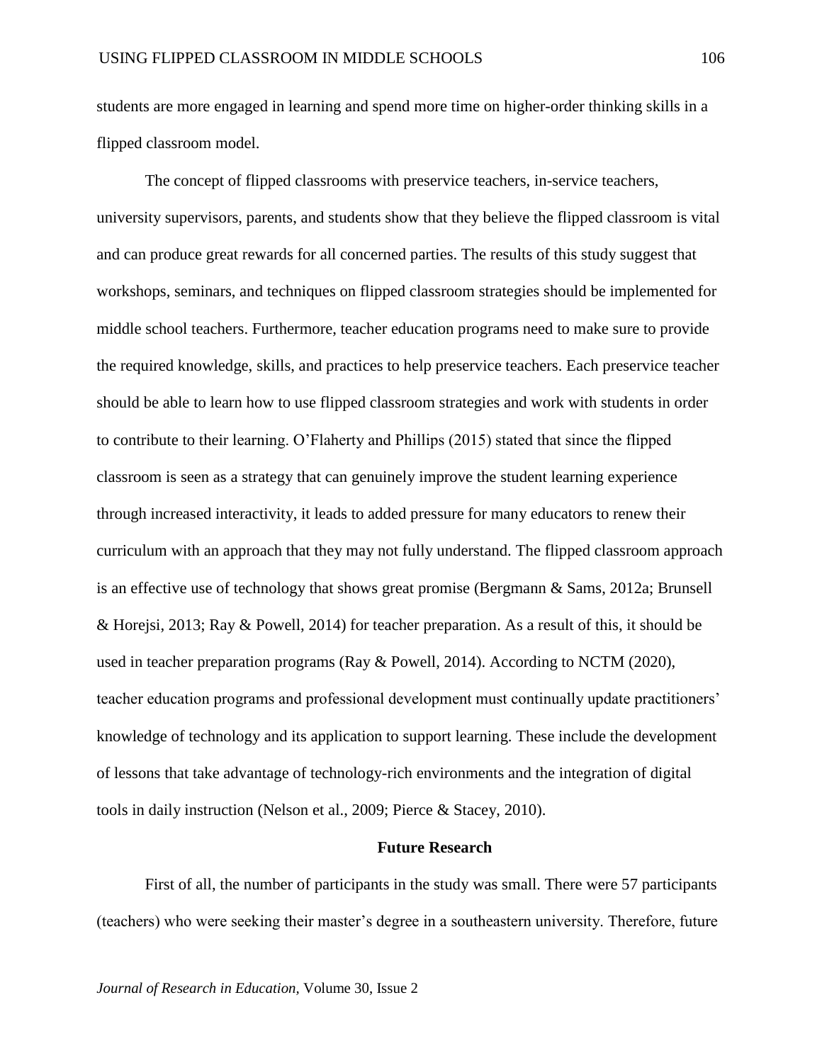students are more engaged in learning and spend more time on higher-order thinking skills in a flipped classroom model.

The concept of flipped classrooms with preservice teachers, in-service teachers, university supervisors, parents, and students show that they believe the flipped classroom is vital and can produce great rewards for all concerned parties. The results of this study suggest that workshops, seminars, and techniques on flipped classroom strategies should be implemented for middle school teachers. Furthermore, teacher education programs need to make sure to provide the required knowledge, skills, and practices to help preservice teachers. Each preservice teacher should be able to learn how to use flipped classroom strategies and work with students in order to contribute to their learning. O'Flaherty and Phillips (2015) stated that since the flipped classroom is seen as a strategy that can genuinely improve the student learning experience through increased interactivity, it leads to added pressure for many educators to renew their curriculum with an approach that they may not fully understand. The flipped classroom approach is an effective use of technology that shows great promise (Bergmann & Sams, 2012a; Brunsell & Horejsi, 2013; Ray & Powell, 2014) for teacher preparation. As a result of this, it should be used in teacher preparation programs (Ray & Powell, 2014). According to NCTM (2020), teacher education programs and professional development must continually update practitioners' knowledge of technology and its application to support learning. These include the development of lessons that take advantage of technology-rich environments and the integration of digital tools in daily instruction (Nelson et al., 2009; Pierce & Stacey, 2010).

## Future Research

First of all, the number of participants in the study was small. There were 57 participants (teachers) who were seeking their master's degree in a southeastern university. Therefore, future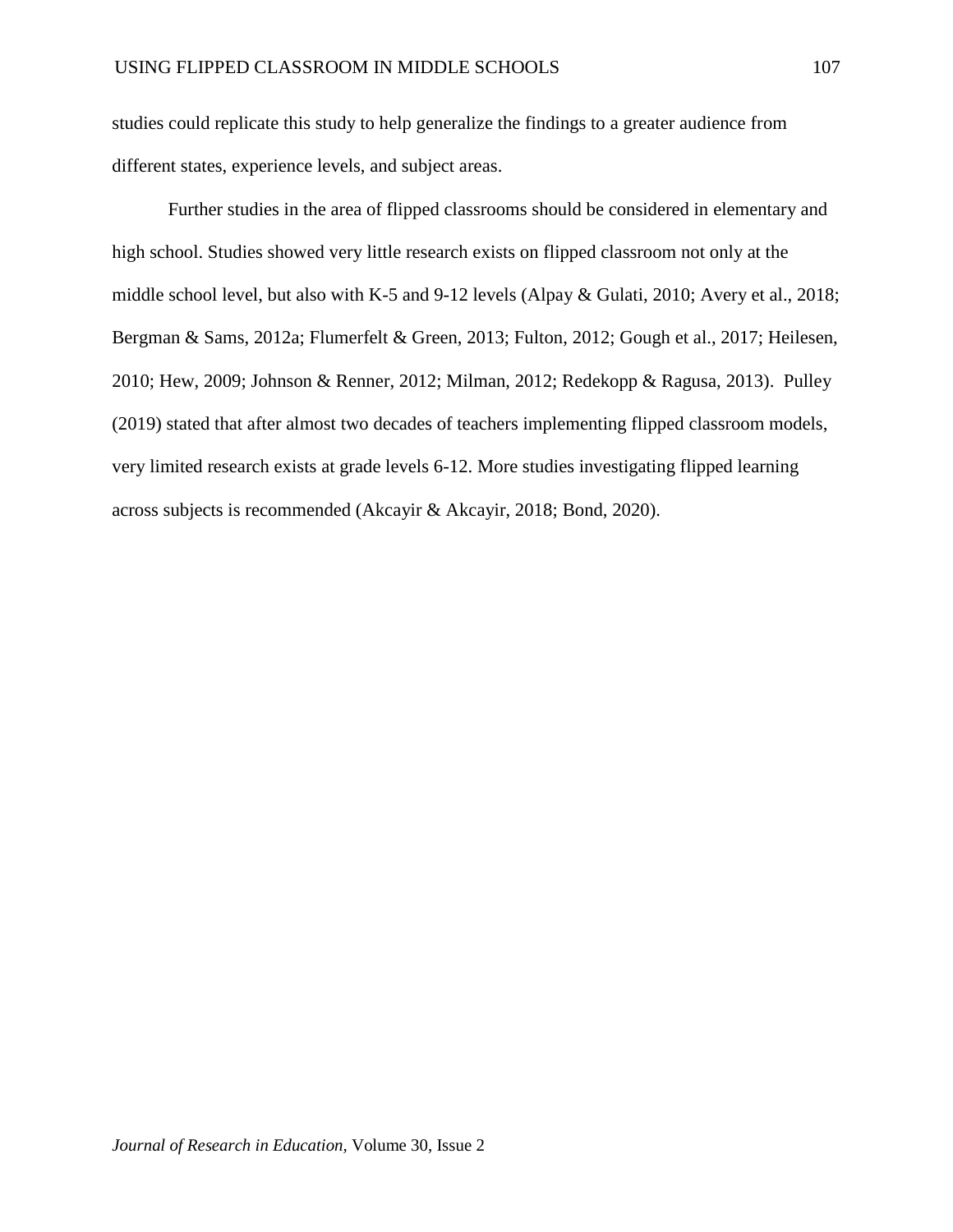studies could replicate this study to help generalize the findings to a greater audience from different states, experience levels, and subject areas.

Further studies in the area of flipped classrooms should be considered in elementary and high school. Studies showed very little research exists on flipped classroom not only at the middle school level, but also with K-5 and 9-12 levels (Alpay & Gulati, 2010; Avery et al., 2018; Bergman & Sams, 2012a; Flumerfelt & Green, 2013; Fulton, 2012; Gough et al., 2017; Heilesen, 2010; Hew, 2009; Johnson & Renner, 2012; Milman, 2012; Redekopp & Ragusa, 2013). Pulley (2019) stated that after almost two decades of teachers implementing flipped classroom models, very limited research exists at grade levels 6-12. More studies investigating flipped learning across subjects is recommended (Akcayir & Akcayir, 2018; Bond, 2020).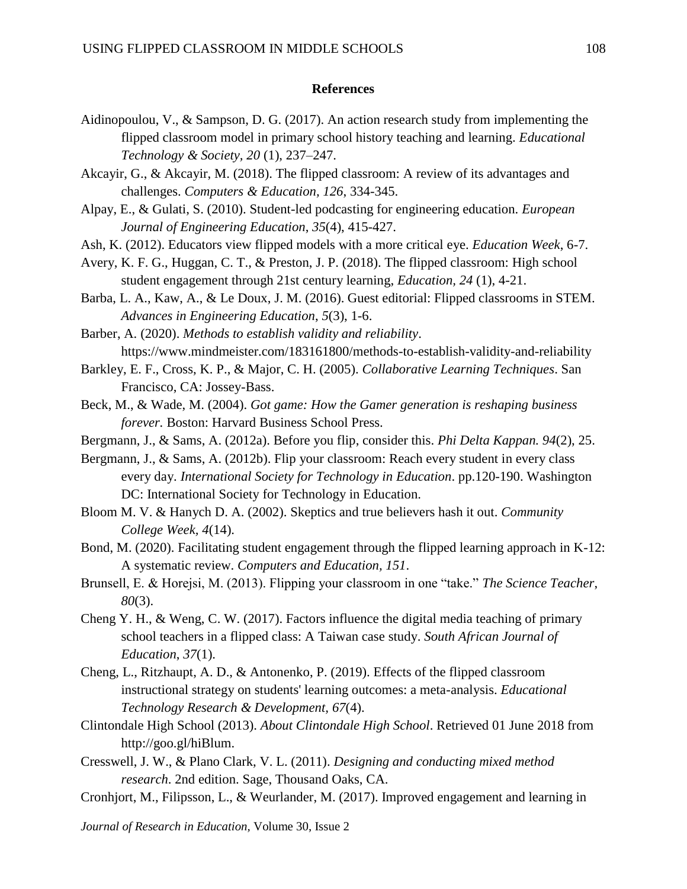## References

Aidinopoulou, V., & Sampson, D. G. (2017). An action research study from implementing the flipped classroom model in primary school history teaching and learning. *Educational Technology & Society, 20* (1), 237–247.

Akcayir, G., & Akcayir, M. (2018). The flipped classroom: A review of its advantages and challenges. *Computers & Education, 126*, 334-345.

Alpay, E., & Gulati, S. (2010). Student-led podcasting for engineering education. *European Journal of Engineering Education*, *35*(4), 415-427.

Ash, K. (2012). Educators view flipped models with a more critical eye. *Education Week*, 6-7.

Avery, K. F. G., Huggan, C. T., & Preston, J. P. (2018). The flipped classroom: High school student engagement through 21st century learning, *Education, 24* (1), 4-21.

Barba, L. A., Kaw, A., & Le Doux, J. M. (2016). Guest editorial: Flipped classrooms in STEM. *Advances in Engineering Education*, *5*(3), 1-6.

Barber, A. (2020). *Methods to establish validity and reliability*. https://www.mindmeister.com/183161800/methods-to-establish-validity-and-reliability

Barkley, E. F., Cross, K. P., & Major, C. H. (2005). *Collaborative Learning Techniques*. San Francisco, CA: Jossey-Bass.

Beck, M., & Wade, M. (2004). *Got game: How the Gamer generation is reshaping business forever.* Boston: Harvard Business School Press.

Bergmann, J., & Sams, A. (2012a). Before you flip, consider this. *Phi Delta Kappan. 94*(2), 25.

Bergmann, J., & Sams, A. (2012b). Flip your classroom: Reach every student in every class every day. *International Society for Technology in Education*. pp.120-190. Washington DC: International Society for Technology in Education.

Bloom M. V. & Hanych D. A. (2002). Skeptics and true believers hash it out. *Community College Week, 4*(14).

Bond, M. (2020). Facilitating student engagement through the flipped learning approach in K-12: A systematic review. *Computers and Education*, *151*.

Brunsell, E. & Horejsi, M. (2013). Flipping your classroom in one "take." *The Science Teacher*, *80*(3).

Cheng Y. H., & Weng, C. W. (2017). Factors influence the digital media teaching of primary school teachers in a flipped class: A Taiwan case study. *South African Journal of Education*, *37*(1).

Cheng, L., Ritzhaupt, A. D., & Antonenko, P. (2019). Effects of the flipped classroom instructional strategy on students' learning outcomes: a meta-analysis. *Educational Technology Research & Development, 67*(4).

Clintondale High School (2013). *About Clintondale High School*. Retrieved 01 June 2018 from http://goo.gl/hiBlum.

Cresswell, J. W., & Plano Clark, V. L. (2011). *Designing and conducting mixed method research*. 2nd edition. Sage, Thousand Oaks, CA.

Cronhjort, M., Filipsson, L., & Weurlander, M. (2017). Improved engagement and learning in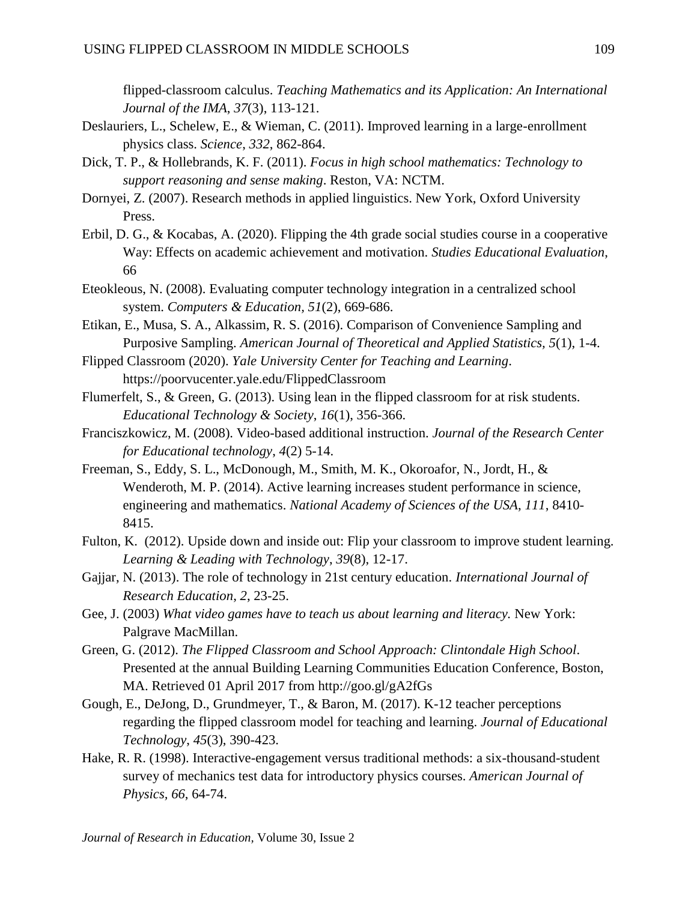flipped-classroom calculus. *Teaching Mathematics and its Application: An International Journal of the IMA*, *37*(3), 113-121.

Deslauriers, L., Schelew, E., & Wieman, C. (2011). Improved learning in a large-enrollment physics class. *Science*, *332*, 862-864.

Dick, T. P., & Hollebrands, K. F. (2011). *Focus in high school mathematics: Technology to support reasoning and sense making*. Reston, VA: NCTM.

Dornyei, Z. (2007). Research methods in applied linguistics. New York, Oxford University Press.

Erbil, D. G., & Kocabas, A. (2020). Flipping the 4th grade social studies course in a cooperative Way: Effects on academic achievement and motivation. *Studies Educational Evaluation*, 66

Eteokleous, N. (2008). Evaluating computer technology integration in a centralized school system. *Computers & Education*, *51*(2), 669-686.

Etikan, E., Musa, S. A., Alkassim, R. S. (2016). Comparison of Convenience Sampling and Purposive Sampling. *American Journal of Theoretical and Applied Statistics*, *5*(1), 1-4.

Flipped Classroom (2020). *Yale University Center for Teaching and Learning*. https://poorvucenter.yale.edu/FlippedClassroom

Flumerfelt, S., & Green, G. (2013). Using lean in the flipped classroom for at risk students. *Educational Technology & Society*, *16*(1), 356-366.

Franciszkowicz, M. (2008). Video-based additional instruction. *Journal of the Research Center for Educational technology*, *4*(2) 5-14.

Freeman, S., Eddy, S. L., McDonough, M., Smith, M. K., Okoroafor, N., Jordt, H., & Wenderoth, M. P. (2014). Active learning increases student performance in science, engineering and mathematics. *National Academy of Sciences of the USA*, *111*, 8410-8415.

Fulton, K. (2012). Upside down and inside out: Flip your classroom to improve student learning. *Learning & Leading with Technology*, *39*(8), 12-17.

Gajjar, N. (2013). The role of technology in 21st century education. *International Journal of Research Education*, *2*, 23-25.

Gee, J. (2003) *What video games have to teach us about learning and literacy.* New York: Palgrave MacMillan.

Green, G. (2012). *The Flipped Classroom and School Approach: Clintondale High School*. Presented at the annual Building Learning Communities Education Conference, Boston, MA. Retrieved 01 April 2017 from http://goo.gl/gA2fGs

Gough, E., DeJong, D., Grundmeyer, T., & Baron, M. (2017). K-12 teacher perceptions regarding the flipped classroom model for teaching and learning. *Journal of Educational Technology*, *45*(3), 390-423.

Hake, R. R. (1998). Interactive-engagement versus traditional methods: a six-thousand-student survey of mechanics test data for introductory physics courses. *American Journal of Physics*, *66*, 64-74.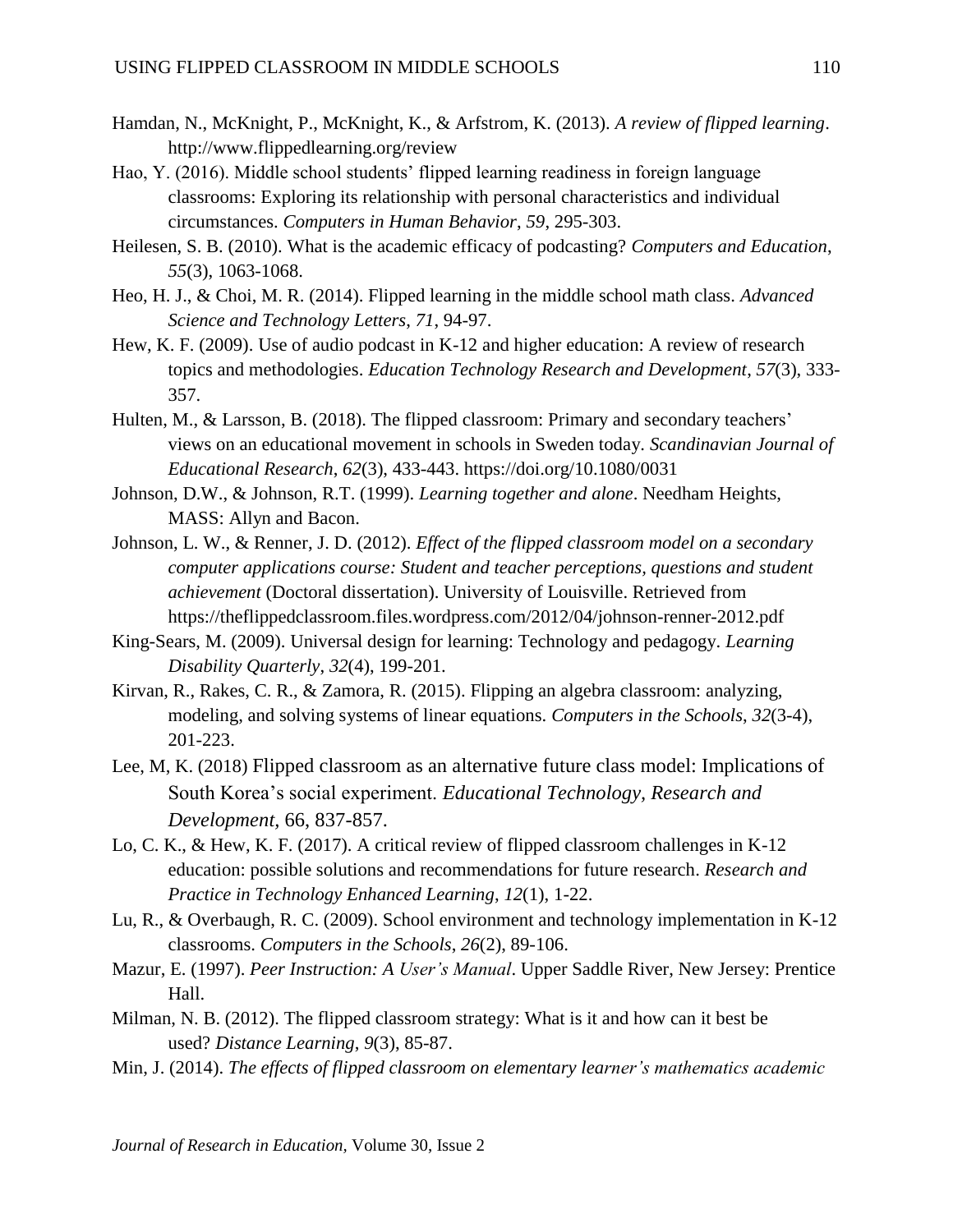Hamdan, N., McKnight, P., McKnight, K., & Arfstrom, K. (2013). *A review of flipped learning*. http://www.flippedlearning.org/review

Hao, Y. (2016). Middle school students' flipped learning readiness in foreign language classrooms: Exploring its relationship with personal characteristics and individual circumstances. *Computers in Human Behavior*, *59*, 295-303.

Heilesen, S. B. (2010). What is the academic efficacy of podcasting? *Computers and Education*, *55*(3), 1063-1068.

Heo, H. J., & Choi, M. R. (2014). Flipped learning in the middle school math class. *Advanced Science and Technology Letters*, *71*, 94-97.

Hew, K. F. (2009). Use of audio podcast in K-12 and higher education: A review of research topics and methodologies. *Education Technology Research and Development*, *57*(3), 333-357.

Hulten, M., & Larsson, B. (2018). The flipped classroom: Primary and secondary teachers' views on an educational movement in schools in Sweden today. *Scandinavian Journal of Educational Research*, *62*(3), 433-443. https://doi.org/10.1080/0031

Johnson, D.W., & Johnson, R.T. (1999). *Learning together and alone*. Needham Heights, MASS: Allyn and Bacon.

Johnson, L. W., & Renner, J. D. (2012). *Effect of the flipped classroom model on a secondary computer applications course: Student and teacher perceptions, questions and student achievement* (Doctoral dissertation). University of Louisville. Retrieved from https://theflippedclassroom.files.wordpress.com/2012/04/johnson-renner-2012.pdf

King-Sears, M. (2009). Universal design for learning: Technology and pedagogy. *Learning Disability Quarterly*, *32*(4), 199-201.

Kirvan, R., Rakes, C. R., & Zamora, R. (2015). Flipping an algebra classroom: analyzing, modeling, and solving systems of linear equations. *Computers in the Schools*, *32*(3-4), 201-223.

Lee, M, K. (2018) Flipped classroom as an alternative future class model: Implications of South Korea's social experiment. *Educational Technology, Research and Development*, 66, 837-857.

Lo, C. K., & Hew, K. F. (2017). A critical review of flipped classroom challenges in K-12 education: possible solutions and recommendations for future research. *Research and Practice in Technology Enhanced Learning*, *12*(1), 1-22.

Lu, R., & Overbaugh, R. C. (2009). School environment and technology implementation in K-12 classrooms. *Computers in the Schools*, *26*(2), 89-106.

Mazur, E. (1997). *Peer Instruction: A User's Manual*. Upper Saddle River, New Jersey: Prentice Hall.

Milman, N. B. (2012). The flipped classroom strategy: What is it and how can it best be used? *Distance Learning*, *9*(3), 85-87.

Min, J. (2014). *The effects of flipped classroom on elementary learner's mathematics academic*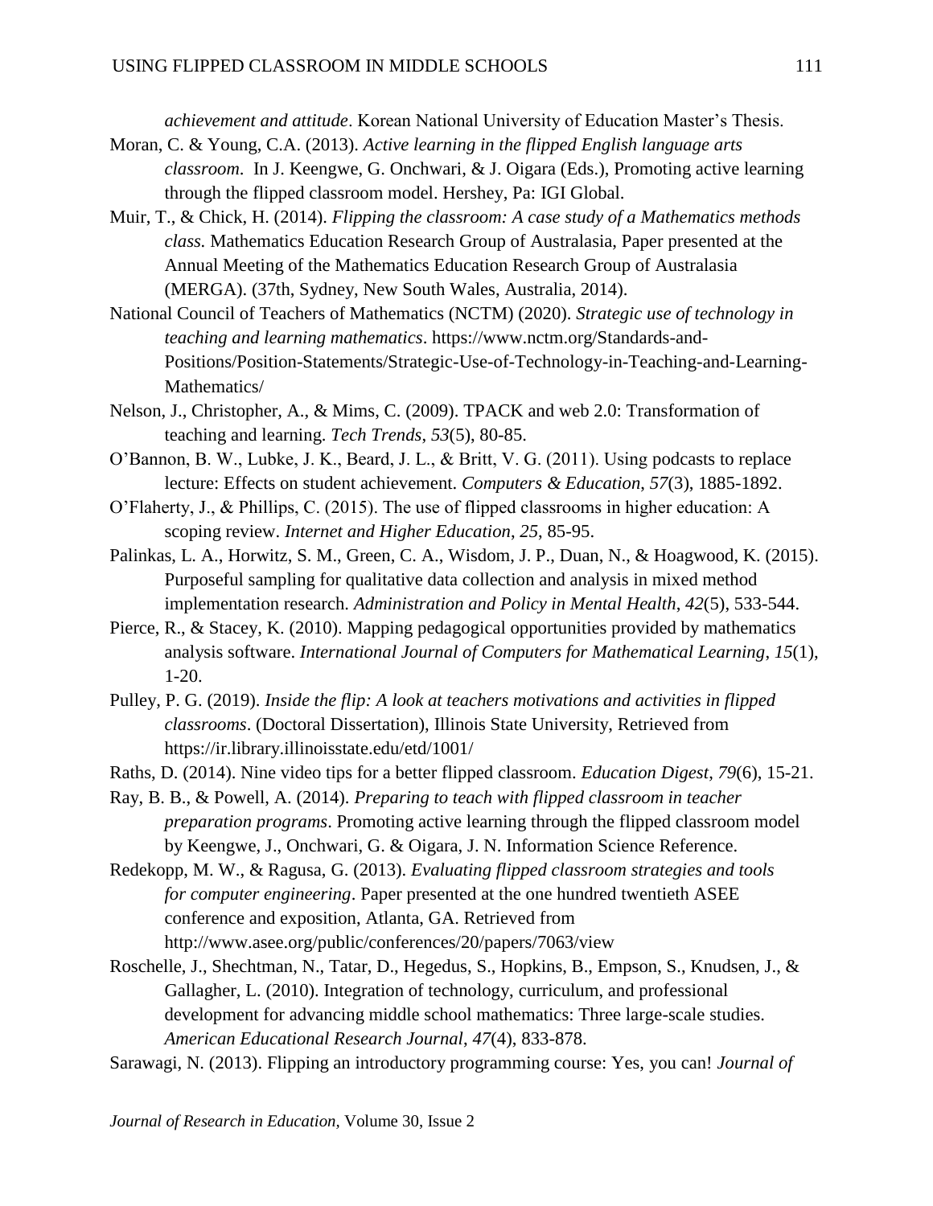*achievement and attitude*. Korean National University of Education Master's Thesis.

Moran, C. & Young, C.A. (2013). *Active learning in the flipped English language arts classroom*. In J. Keengwe, G. Onchwari, & J. Oigara (Eds.), Promoting active learning through the flipped classroom model. Hershey, Pa: IGI Global.

Muir, T., & Chick, H. (2014). *Flipping the classroom: A case study of a Mathematics methods class.* Mathematics Education Research Group of Australasia, Paper presented at the Annual Meeting of the Mathematics Education Research Group of Australasia (MERGA). (37th, Sydney, New South Wales, Australia, 2014).

National Council of Teachers of Mathematics (NCTM) (2020). *Strategic use of technology in teaching and learning mathematics*. https://www.nctm.org/Standards-and-Positions/Position-Statements/Strategic-Use-of-Technology-in-Teaching-and-Learning-Mathematics/

Nelson, J., Christopher, A., & Mims, C. (2009). TPACK and web 2.0: Transformation of teaching and learning. *Tech Trends*, *53*(5), 80-85.

O'Bannon, B. W., Lubke, J. K., Beard, J. L., & Britt, V. G. (2011). Using podcasts to replace lecture: Effects on student achievement. *Computers & Education*, *57*(3), 1885-1892.

O'Flaherty, J., & Phillips, C. (2015). The use of flipped classrooms in higher education: A scoping review. *Internet and Higher Education*, *25*, 85-95.

Palinkas, L. A., Horwitz, S. M., Green, C. A., Wisdom, J. P., Duan, N., & Hoagwood, K. (2015). Purposeful sampling for qualitative data collection and analysis in mixed method implementation research. *Administration and Policy in Mental Health*, *42*(5), 533-544.

Pierce, R., & Stacey, K. (2010). Mapping pedagogical opportunities provided by mathematics analysis software. *International Journal of Computers for Mathematical Learning*, *15*(1), 1-20.

Pulley, P. G. (2019). *Inside the flip: A look at teachers motivations and activities in flipped classrooms*. (Doctoral Dissertation), Illinois State University, Retrieved from https://ir.library.illinoisstate.edu/etd/1001/

Raths, D. (2014). Nine video tips for a better flipped classroom. *Education Digest*, *79*(6), 15-21.

Ray, B. B., & Powell, A. (2014). *Preparing to teach with flipped classroom in teacher preparation programs*. Promoting active learning through the flipped classroom model by Keengwe, J., Onchwari, G. & Oigara, J. N. Information Science Reference.

Redekopp, M. W., & Ragusa, G. (2013). *Evaluating flipped classroom strategies and tools for computer engineering*. Paper presented at the one hundred twentieth ASEE conference and exposition, Atlanta, GA. Retrieved from http://www.asee.org/public/conferences/20/papers/7063/view

Roschelle, J., Shechtman, N., Tatar, D., Hegedus, S., Hopkins, B., Empson, S., Knudsen, J., & Gallagher, L. (2010). Integration of technology, curriculum, and professional development for advancing middle school mathematics: Three large-scale studies. *American Educational Research Journal*, *47*(4), 833-878.

Sarawagi, N. (2013). Flipping an introductory programming course: Yes, you can! *Journal of*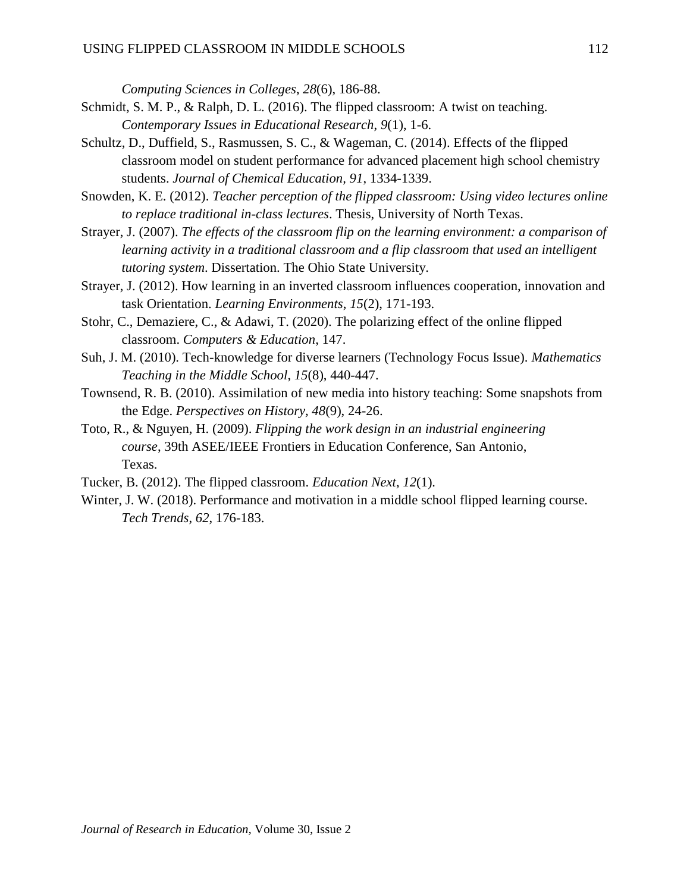*Computing Sciences in Colleges*, *28*(6), 186-88.

Schmidt, S. M. P., & Ralph, D. L. (2016). The flipped classroom: A twist on teaching. *Contemporary Issues in Educational Research*, *9*(1), 1-6.

Schultz, D., Duffield, S., Rasmussen, S. C., & Wageman, C. (2014). Effects of the flipped classroom model on student performance for advanced placement high school chemistry students. *Journal of Chemical Education*, *91*, 1334-1339.

Snowden, K. E. (2012). *Teacher perception of the flipped classroom: Using video lectures online to replace traditional in-class lectures*. Thesis, University of North Texas.

Strayer, J. (2007). *The effects of the classroom flip on the learning environment: a comparison of learning activity in a traditional classroom and a flip classroom that used an intelligent tutoring system*. Dissertation. The Ohio State University.

Strayer, J. (2012). How learning in an inverted classroom influences cooperation, innovation and task Orientation. *Learning Environments*, *15*(2), 171-193.

Stohr, C., Demaziere, C., & Adawi, T. (2020). The polarizing effect of the online flipped classroom. *Computers & Education*, 147.

Suh, J. M. (2010). Tech-knowledge for diverse learners (Technology Focus Issue). *Mathematics Teaching in the Middle School*, *15*(8), 440-447.

Townsend, R. B. (2010). Assimilation of new media into history teaching: Some snapshots from the Edge. *Perspectives on History*, *48*(9), 24-26.

Toto, R., & Nguyen, H. (2009). *Flipping the work design in an industrial engineering course*, 39th ASEE/IEEE Frontiers in Education Conference, San Antonio, Texas.

Tucker, B. (2012). The flipped classroom. *Education Next*, *12*(1).

Winter, J. W. (2018). Performance and motivation in a middle school flipped learning course. *Tech Trends*, *62*, 176-183.